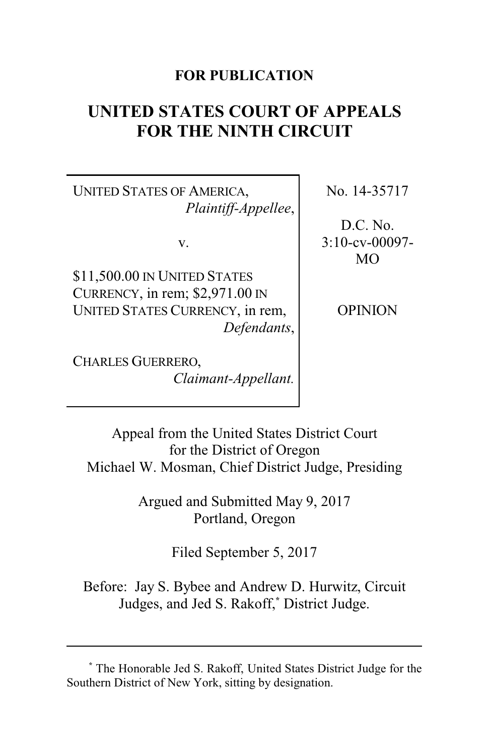**FOR PUBLICATION**

# UNITED STATES COURT OF APPEALS FOR THE NINTH CIRCUIT

| | |
|---|---|
| UNITED STATES OF AMERICA, *Plaintiff-Appellee*,<br><br>v.<br><br>\$11,500.00 IN UNITED STATES CURRENCY, in rem; \$2,971.00 IN UNITED STATES CURRENCY, in rem, *Defendants*,<br><br>CHARLES GUERRERO, *Claimant-Appellant.* | No. 14-35717<br><br>D.C. No. 3:10-cv-00097-MO<br><br>OPINION |

Appeal from the United States District Court for the District of Oregon
Michael W. Mosman, Chief District Judge, Presiding

Argued and Submitted May 9, 2017
Portland, Oregon

Filed September 5, 2017

Before: Jay S. Bybee and Andrew D. Hurwitz, Circuit Judges, and Jed S. Rakoff,* District Judge.

---

\* The Honorable Jed S. Rakoff, United States District Judge for the Southern District of New York, sitting by designation.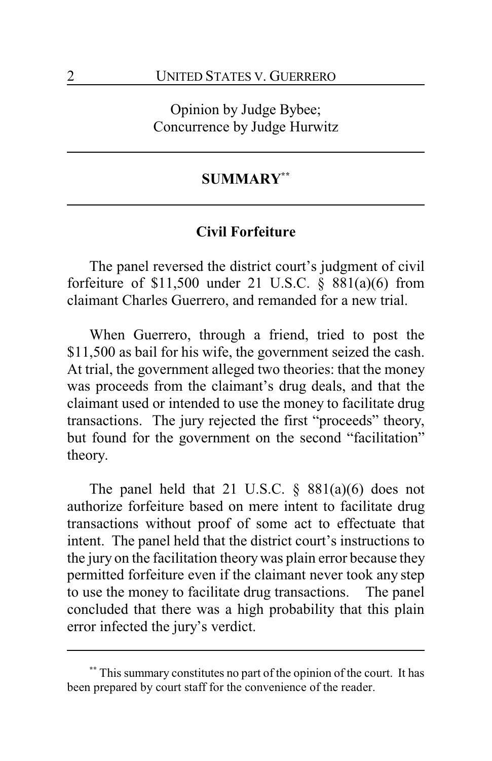Opinion by Judge Bybee;
Concurrence by Judge Hurwitz

## SUMMARY[**]

### Civil Forfeiture

The panel reversed the district court's judgment of civil forfeiture of $11,500 under 21 U.S.C. § 881(a)(6) from claimant Charles Guerrero, and remanded for a new trial.

When Guerrero, through a friend, tried to post the $11,500 as bail for his wife, the government seized the cash. At trial, the government alleged two theories: that the money was proceeds from the claimant's drug deals, and that the claimant used or intended to use the money to facilitate drug transactions. The jury rejected the first "proceeds" theory, but found for the government on the second "facilitation" theory.

The panel held that 21 U.S.C. § 881(a)(6) does not authorize forfeiture based on mere intent to facilitate drug transactions without proof of some act to effectuate that intent. The panel held that the district court's instructions to the jury on the facilitation theory was plain error because they permitted forfeiture even if the claimant never took any step to use the money to facilitate drug transactions. The panel concluded that there was a high probability that this plain error infected the jury's verdict.

---

[**] This summary constitutes no part of the opinion of the court. It has been prepared by court staff for the convenience of the reader.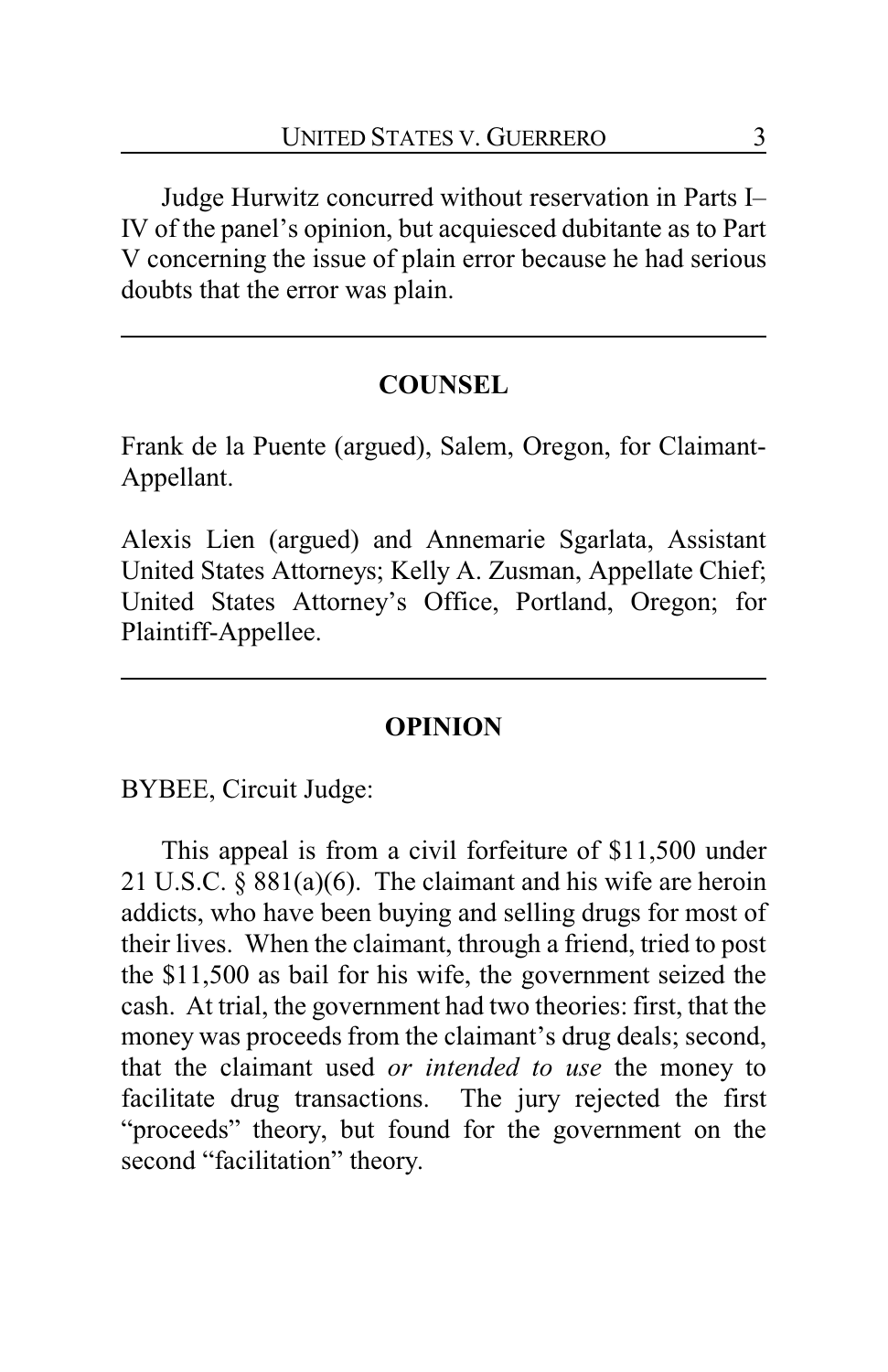Judge Hurwitz concurred without reservation in Parts I–IV of the panel's opinion, but acquiesced dubitante as to Part V concerning the issue of plain error because he had serious doubts that the error was plain.

---

## COUNSEL

Frank de la Puente (argued), Salem, Oregon, for Claimant-Appellant.

Alexis Lien (argued) and Annemarie Sgarlata, Assistant United States Attorneys; Kelly A. Zusman, Appellate Chief; United States Attorney's Office, Portland, Oregon; for Plaintiff-Appellee.

---

## OPINION

BYBEE, Circuit Judge:

This appeal is from a civil forfeiture of $11,500 under 21 U.S.C. § 881(a)(6). The claimant and his wife are heroin addicts, who have been buying and selling drugs for most of their lives. When the claimant, through a friend, tried to post the $11,500 as bail for his wife, the government seized the cash. At trial, the government had two theories: first, that the money was proceeds from the claimant's drug deals; second, that the claimant used *or intended to use* the money to facilitate drug transactions. The jury rejected the first "proceeds" theory, but found for the government on the second "facilitation" theory.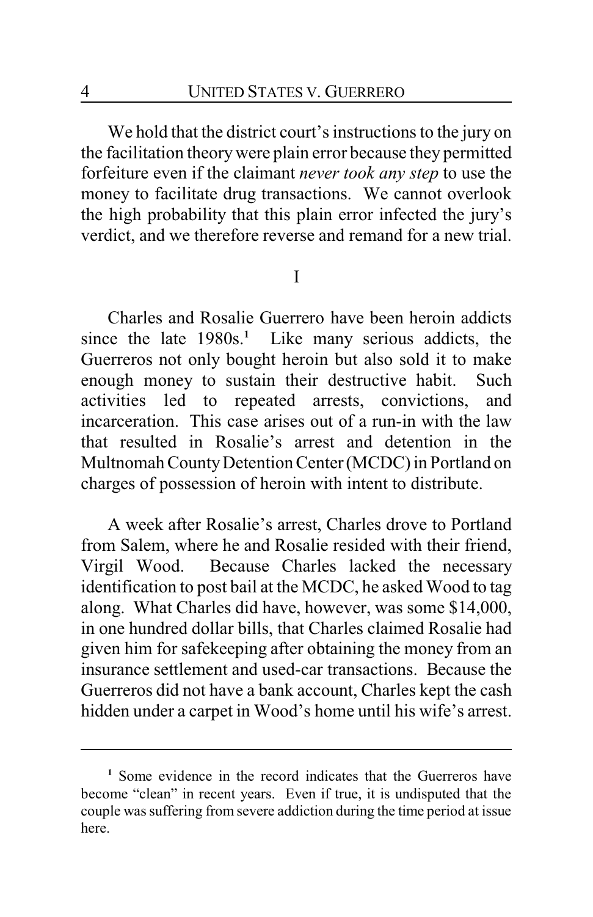We hold that the district court's instructions to the jury on the facilitation theory were plain error because they permitted forfeiture even if the claimant *never took any step* to use the money to facilitate drug transactions. We cannot overlook the high probability that this plain error infected the jury's verdict, and we therefore reverse and remand for a new trial.

## I

Charles and Rosalie Guerrero have been heroin addicts since the late 1980s.[1] Like many serious addicts, the Guerreros not only bought heroin but also sold it to make enough money to sustain their destructive habit. Such activities led to repeated arrests, convictions, and incarceration. This case arises out of a run-in with the law that resulted in Rosalie's arrest and detention in the Multnomah County Detention Center (MCDC) in Portland on charges of possession of heroin with intent to distribute.

A week after Rosalie's arrest, Charles drove to Portland from Salem, where he and Rosalie resided with their friend, Virgil Wood. Because Charles lacked the necessary identification to post bail at the MCDC, he asked Wood to tag along. What Charles did have, however, was some $14,000, in one hundred dollar bills, that Charles claimed Rosalie had given him for safekeeping after obtaining the money from an insurance settlement and used-car transactions. Because the Guerreros did not have a bank account, Charles kept the cash hidden under a carpet in Wood's home until his wife's arrest.

---

[1] Some evidence in the record indicates that the Guerreros have become "clean" in recent years. Even if true, it is undisputed that the couple was suffering from severe addiction during the time period at issue here.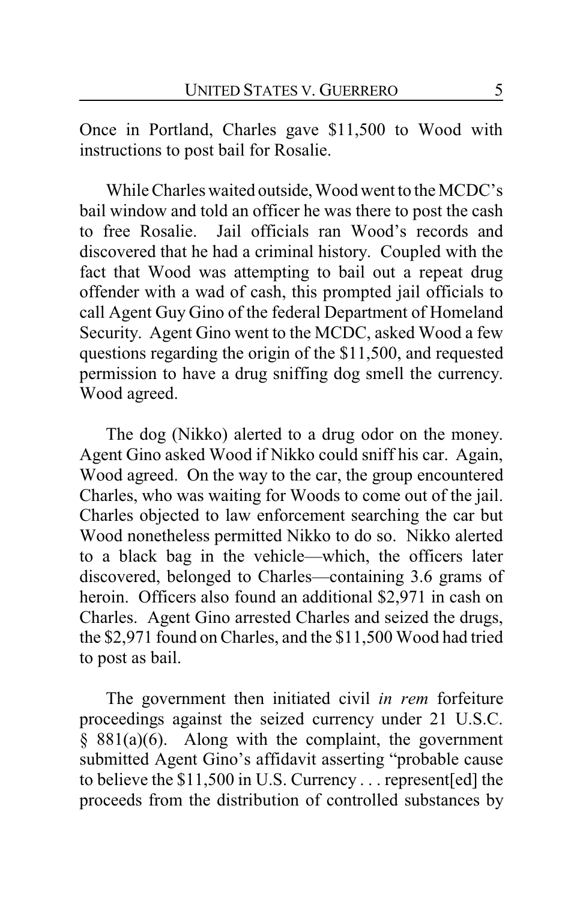Once in Portland, Charles gave $11,500 to Wood with instructions to post bail for Rosalie.

While Charles waited outside, Wood went to the MCDC's bail window and told an officer he was there to post the cash to free Rosalie. Jail officials ran Wood's records and discovered that he had a criminal history. Coupled with the fact that Wood was attempting to bail out a repeat drug offender with a wad of cash, this prompted jail officials to call Agent Guy Gino of the federal Department of Homeland Security. Agent Gino went to the MCDC, asked Wood a few questions regarding the origin of the $11,500, and requested permission to have a drug sniffing dog smell the currency. Wood agreed.

The dog (Nikko) alerted to a drug odor on the money. Agent Gino asked Wood if Nikko could sniff his car. Again, Wood agreed. On the way to the car, the group encountered Charles, who was waiting for Woods to come out of the jail. Charles objected to law enforcement searching the car but Wood nonetheless permitted Nikko to do so. Nikko alerted to a black bag in the vehicle—which, the officers later discovered, belonged to Charles—containing 3.6 grams of heroin. Officers also found an additional $2,971 in cash on Charles. Agent Gino arrested Charles and seized the drugs, the $2,971 found on Charles, and the $11,500 Wood had tried to post as bail.

The government then initiated civil *in rem* forfeiture proceedings against the seized currency under 21 U.S.C. § 881(a)(6). Along with the complaint, the government submitted Agent Gino's affidavit asserting "probable cause to believe the $11,500 in U.S. Currency . . . represent[ed] the proceeds from the distribution of controlled substances by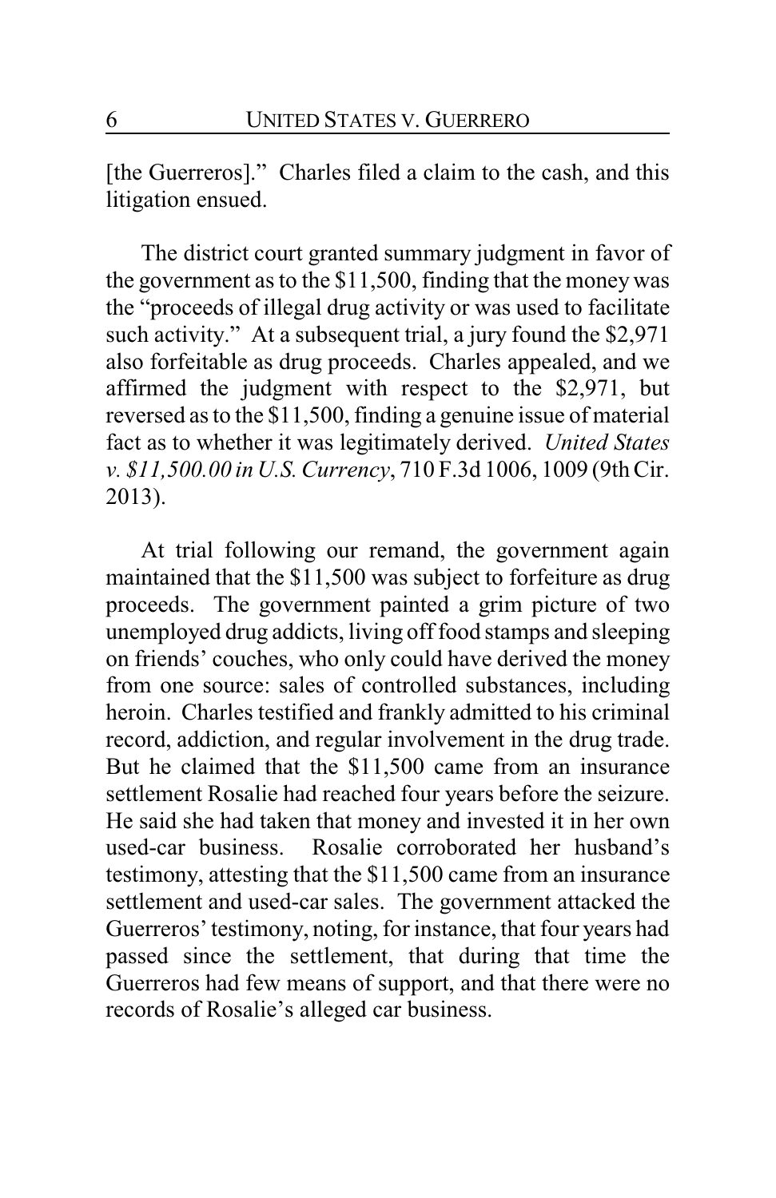[the Guerreros]." Charles filed a claim to the cash, and this litigation ensued.

The district court granted summary judgment in favor of the government as to the $11,500, finding that the money was the "proceeds of illegal drug activity or was used to facilitate such activity." At a subsequent trial, a jury found the $2,971 also forfeitable as drug proceeds. Charles appealed, and we affirmed the judgment with respect to the $2,971, but reversed as to the $11,500, finding a genuine issue of material fact as to whether it was legitimately derived. *United States v. $11,500.00 in U.S. Currency*, 710 F.3d 1006, 1009 (9th Cir. 2013).

At trial following our remand, the government again maintained that the $11,500 was subject to forfeiture as drug proceeds. The government painted a grim picture of two unemployed drug addicts, living off food stamps and sleeping on friends' couches, who only could have derived the money from one source: sales of controlled substances, including heroin. Charles testified and frankly admitted to his criminal record, addiction, and regular involvement in the drug trade. But he claimed that the $11,500 came from an insurance settlement Rosalie had reached four years before the seizure. He said she had taken that money and invested it in her own used-car business. Rosalie corroborated her husband's testimony, attesting that the $11,500 came from an insurance settlement and used-car sales. The government attacked the Guerreros' testimony, noting, for instance, that four years had passed since the settlement, that during that time the Guerreros had few means of support, and that there were no records of Rosalie's alleged car business.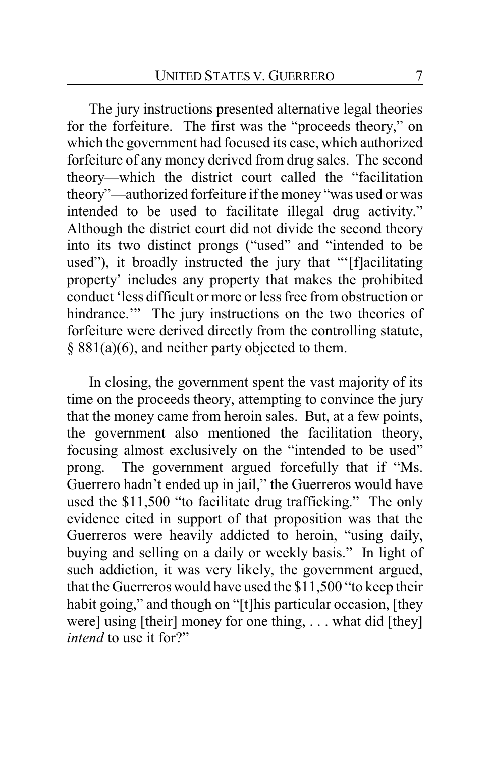The jury instructions presented alternative legal theories for the forfeiture. The first was the "proceeds theory," on which the government had focused its case, which authorized forfeiture of any money derived from drug sales. The second theory—which the district court called the "facilitation theory"—authorized forfeiture if the money "was used or was intended to be used to facilitate illegal drug activity." Although the district court did not divide the second theory into its two distinct prongs ("used" and "intended to be used"), it broadly instructed the jury that "'[f]acilitating property' includes any property that makes the prohibited conduct 'less difficult or more or less free from obstruction or hindrance.'" The jury instructions on the two theories of forfeiture were derived directly from the controlling statute, § 881(a)(6), and neither party objected to them.

In closing, the government spent the vast majority of its time on the proceeds theory, attempting to convince the jury that the money came from heroin sales. But, at a few points, the government also mentioned the facilitation theory, focusing almost exclusively on the "intended to be used" prong. The government argued forcefully that if "Ms. Guerrero hadn't ended up in jail," the Guerreros would have used the $11,500 "to facilitate drug trafficking." The only evidence cited in support of that proposition was that the Guerreros were heavily addicted to heroin, "using daily, buying and selling on a daily or weekly basis." In light of such addiction, it was very likely, the government argued, that the Guerreros would have used the $11,500 "to keep their habit going," and though on "[t]his particular occasion, [they were] using [their] money for one thing, . . . what did [they] *intend* to use it for?"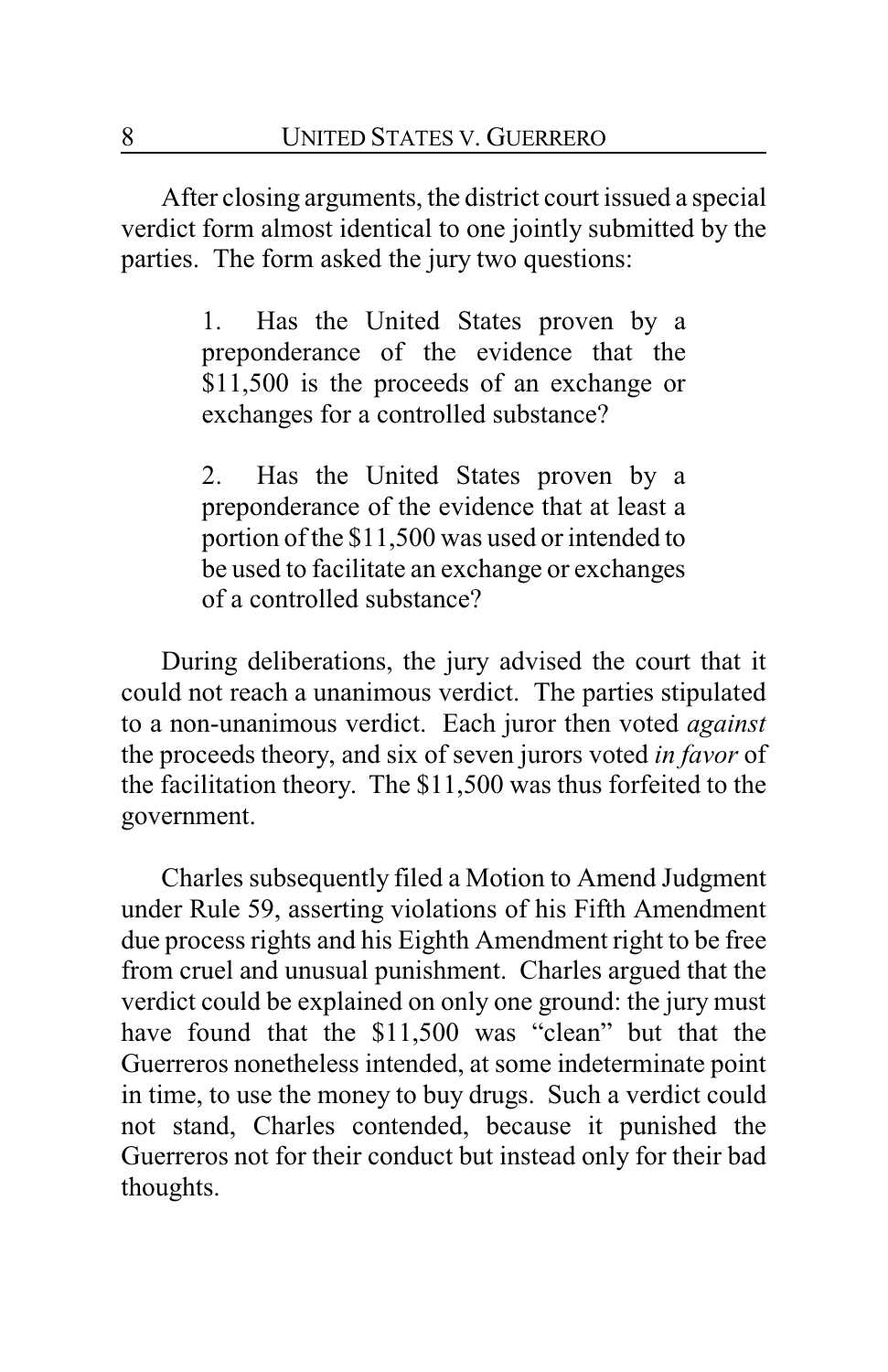After closing arguments, the district court issued a special verdict form almost identical to one jointly submitted by the parties. The form asked the jury two questions:

> 1. Has the United States proven by a preponderance of the evidence that the $11,500 is the proceeds of an exchange or exchanges for a controlled substance?
>
> 2. Has the United States proven by a preponderance of the evidence that at least a portion of the $11,500 was used or intended to be used to facilitate an exchange or exchanges of a controlled substance?

During deliberations, the jury advised the court that it could not reach a unanimous verdict. The parties stipulated to a non-unanimous verdict. Each juror then voted *against* the proceeds theory, and six of seven jurors voted *in favor* of the facilitation theory. The $11,500 was thus forfeited to the government.

Charles subsequently filed a Motion to Amend Judgment under Rule 59, asserting violations of his Fifth Amendment due process rights and his Eighth Amendment right to be free from cruel and unusual punishment. Charles argued that the verdict could be explained on only one ground: the jury must have found that the $11,500 was "clean" but that the Guerreros nonetheless intended, at some indeterminate point in time, to use the money to buy drugs. Such a verdict could not stand, Charles contended, because it punished the Guerreros not for their conduct but instead only for their bad thoughts.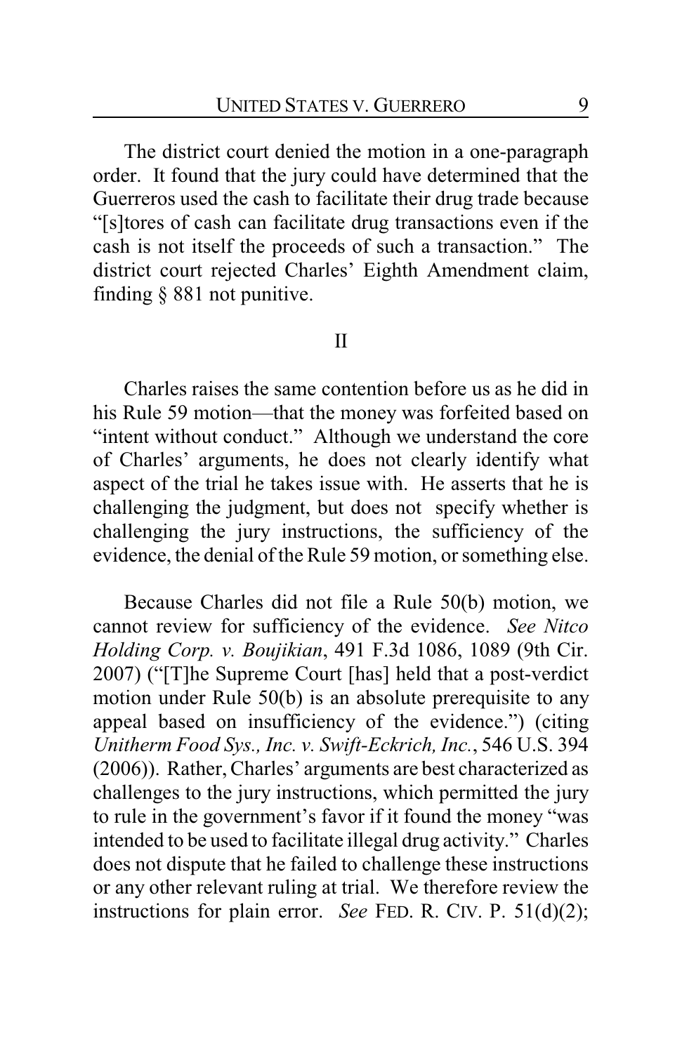The district court denied the motion in a one-paragraph order. It found that the jury could have determined that the Guerreros used the cash to facilitate their drug trade because "[s]tores of cash can facilitate drug transactions even if the cash is not itself the proceeds of such a transaction." The district court rejected Charles' Eighth Amendment claim, finding § 881 not punitive.

## II

Charles raises the same contention before us as he did in his Rule 59 motion—that the money was forfeited based on "intent without conduct." Although we understand the core of Charles' arguments, he does not clearly identify what aspect of the trial he takes issue with. He asserts that he is challenging the judgment, but does not specify whether is challenging the jury instructions, the sufficiency of the evidence, the denial of the Rule 59 motion, or something else.

Because Charles did not file a Rule 50(b) motion, we cannot review for sufficiency of the evidence. *See Nitco Holding Corp. v. Boujikian*, 491 F.3d 1086, 1089 (9th Cir. 2007) ("[T]he Supreme Court [has] held that a post-verdict motion under Rule 50(b) is an absolute prerequisite to any appeal based on insufficiency of the evidence.") (citing *Unitherm Food Sys., Inc. v. Swift-Eckrich, Inc.*, 546 U.S. 394 (2006)). Rather, Charles' arguments are best characterized as challenges to the jury instructions, which permitted the jury to rule in the government's favor if it found the money "was intended to be used to facilitate illegal drug activity." Charles does not dispute that he failed to challenge these instructions or any other relevant ruling at trial. We therefore review the instructions for plain error. *See* FED. R. CIV. P. 51(d)(2);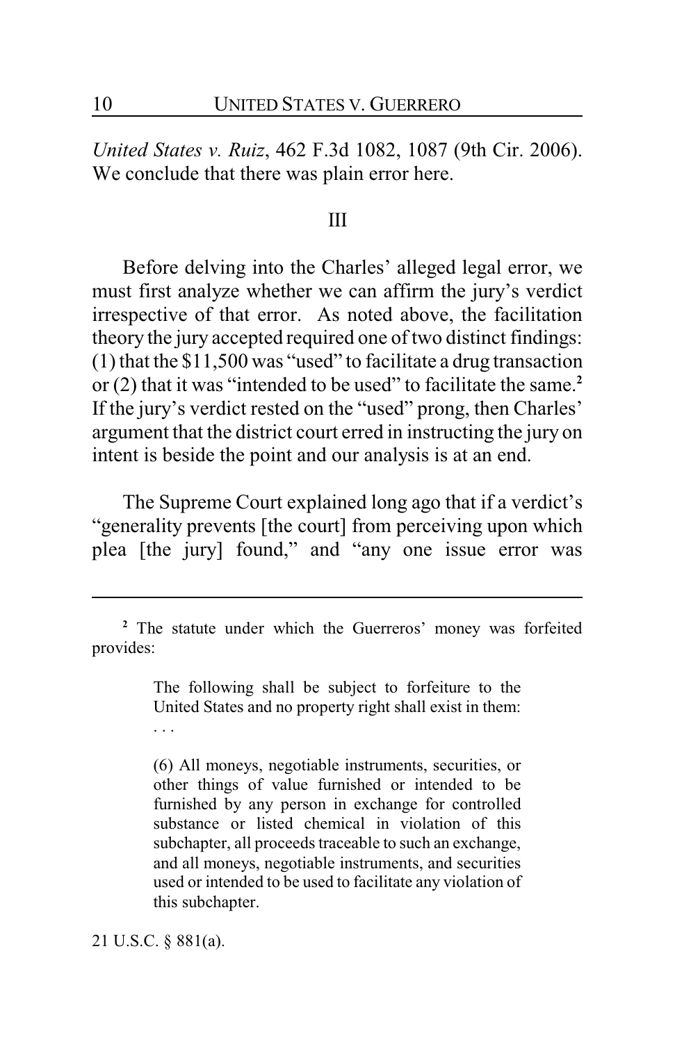*United States v. Ruiz*, 462 F.3d 1082, 1087 (9th Cir. 2006). We conclude that there was plain error here.

## III

Before delving into the Charles' alleged legal error, we must first analyze whether we can affirm the jury's verdict irrespective of that error. As noted above, the facilitation theory the jury accepted required one of two distinct findings: (1) that the $11,500 was "used" to facilitate a drug transaction or (2) that it was "intended to be used" to facilitate the same.[2] If the jury's verdict rested on the "used" prong, then Charles' argument that the district court erred in instructing the jury on intent is beside the point and our analysis is at an end.

The Supreme Court explained long ago that if a verdict's "generality prevents [the court] from perceiving upon which plea [the jury] found," and "any one issue error was

---

[2] The statute under which the Guerreros' money was forfeited provides:

> The following shall be subject to forfeiture to the United States and no property right shall exist in them: . . .
>
> (6) All moneys, negotiable instruments, securities, or other things of value furnished or intended to be furnished by any person in exchange for controlled substance or listed chemical in violation of this subchapter, all proceeds traceable to such an exchange, and all moneys, negotiable instruments, and securities used or intended to be used to facilitate any violation of this subchapter.

21 U.S.C. § 881(a).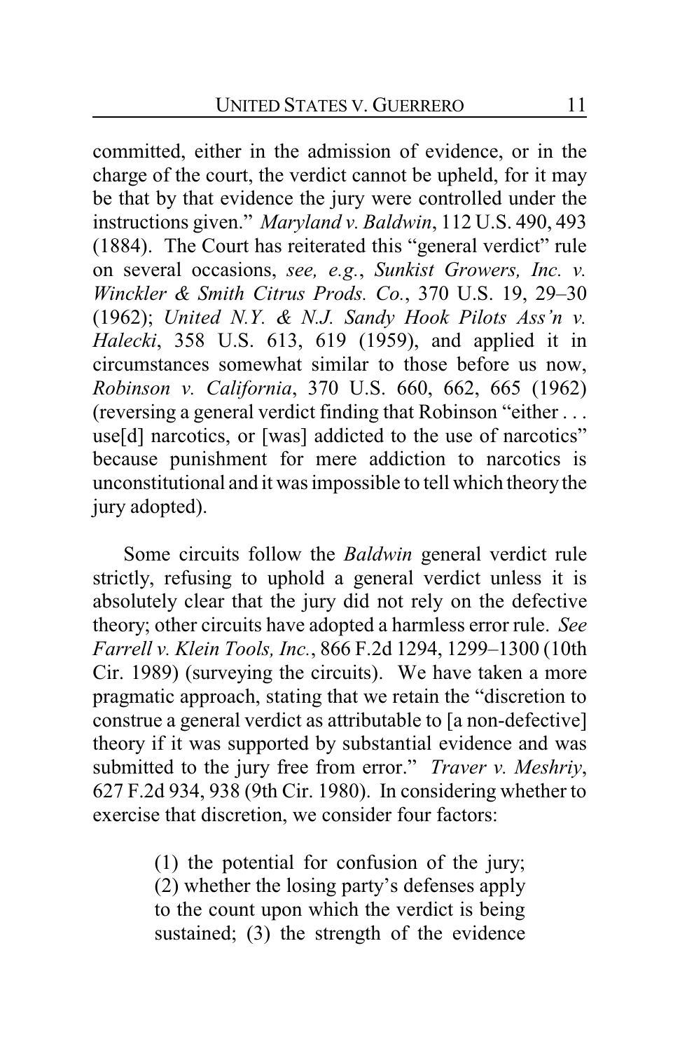committed, either in the admission of evidence, or in the charge of the court, the verdict cannot be upheld, for it may be that by that evidence the jury were controlled under the instructions given." *Maryland v. Baldwin*, 112 U.S. 490, 493 (1884). The Court has reiterated this "general verdict" rule on several occasions, *see, e.g.*, *Sunkist Growers, Inc. v. Winckler & Smith Citrus Prods. Co.*, 370 U.S. 19, 29–30 (1962); *United N.Y. & N.J. Sandy Hook Pilots Ass'n v. Halecki*, 358 U.S. 613, 619 (1959), and applied it in circumstances somewhat similar to those before us now, *Robinson v. California*, 370 U.S. 660, 662, 665 (1962) (reversing a general verdict finding that Robinson "either . . . use[d] narcotics, or [was] addicted to the use of narcotics" because punishment for mere addiction to narcotics is unconstitutional and it was impossible to tell which theory the jury adopted).

Some circuits follow the *Baldwin* general verdict rule strictly, refusing to uphold a general verdict unless it is absolutely clear that the jury did not rely on the defective theory; other circuits have adopted a harmless error rule. *See Farrell v. Klein Tools, Inc.*, 866 F.2d 1294, 1299–1300 (10th Cir. 1989) (surveying the circuits). We have taken a more pragmatic approach, stating that we retain the "discretion to construe a general verdict as attributable to [a non-defective] theory if it was supported by substantial evidence and was submitted to the jury free from error." *Traver v. Meshriy*, 627 F.2d 934, 938 (9th Cir. 1980). In considering whether to exercise that discretion, we consider four factors:

> (1) the potential for confusion of the jury; (2) whether the losing party's defenses apply to the count upon which the verdict is being sustained; (3) the strength of the evidence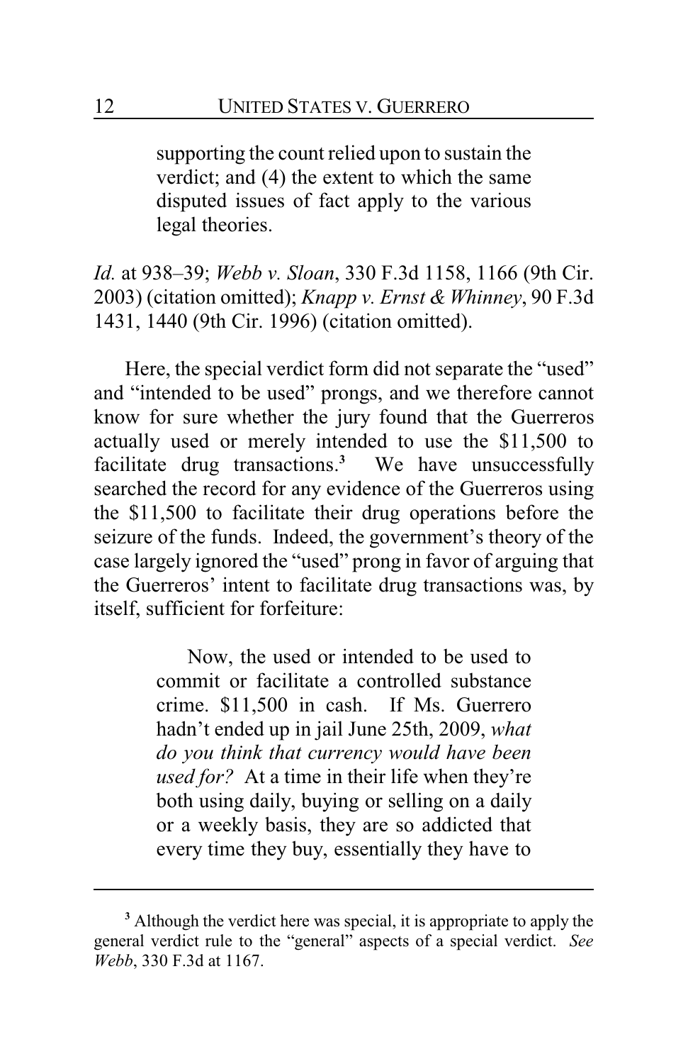> supporting the count relied upon to sustain the verdict; and (4) the extent to which the same disputed issues of fact apply to the various legal theories.

*Id.* at 938–39; *Webb v. Sloan*, 330 F.3d 1158, 1166 (9th Cir. 2003) (citation omitted); *Knapp v. Ernst & Whinney*, 90 F.3d 1431, 1440 (9th Cir. 1996) (citation omitted).

Here, the special verdict form did not separate the "used" and "intended to be used" prongs, and we therefore cannot know for sure whether the jury found that the Guerreros actually used or merely intended to use the $11,500 to facilitate drug transactions.[3] We have unsuccessfully searched the record for any evidence of the Guerreros using the $11,500 to facilitate their drug operations before the seizure of the funds. Indeed, the government's theory of the case largely ignored the "used" prong in favor of arguing that the Guerreros' intent to facilitate drug transactions was, by itself, sufficient for forfeiture:

> Now, the used or intended to be used to commit or facilitate a controlled substance crime. $11,500 in cash. If Ms. Guerrero hadn't ended up in jail June 25th, 2009, *what do you think that currency would have been used for?* At a time in their life when they're both using daily, buying or selling on a daily or a weekly basis, they are so addicted that every time they buy, essentially they have to

---

[3] Although the verdict here was special, it is appropriate to apply the general verdict rule to the "general" aspects of a special verdict. *See Webb*, 330 F.3d at 1167.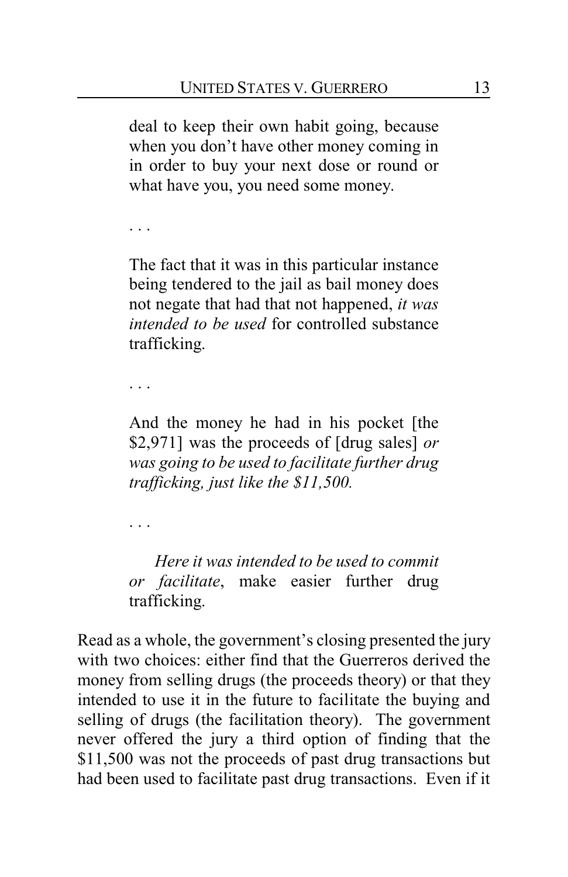> deal to keep their own habit going, because when you don't have other money coming in in order to buy your next dose or round or what have you, you need some money.
>
> . . .
>
> The fact that it was in this particular instance being tendered to the jail as bail money does not negate that had that not happened, *it was intended to be used* for controlled substance trafficking.
>
> . . .
>
> And the money he had in his pocket [the $2,971] was the proceeds of [drug sales] *or was going to be used to facilitate further drug trafficking, just like the $11,500.*
>
> . . .
>
> *Here it was intended to be used to commit or facilitate*, make easier further drug trafficking.

Read as a whole, the government's closing presented the jury with two choices: either find that the Guerreros derived the money from selling drugs (the proceeds theory) or that they intended to use it in the future to facilitate the buying and selling of drugs (the facilitation theory). The government never offered the jury a third option of finding that the $11,500 was not the proceeds of past drug transactions but had been used to facilitate past drug transactions. Even if it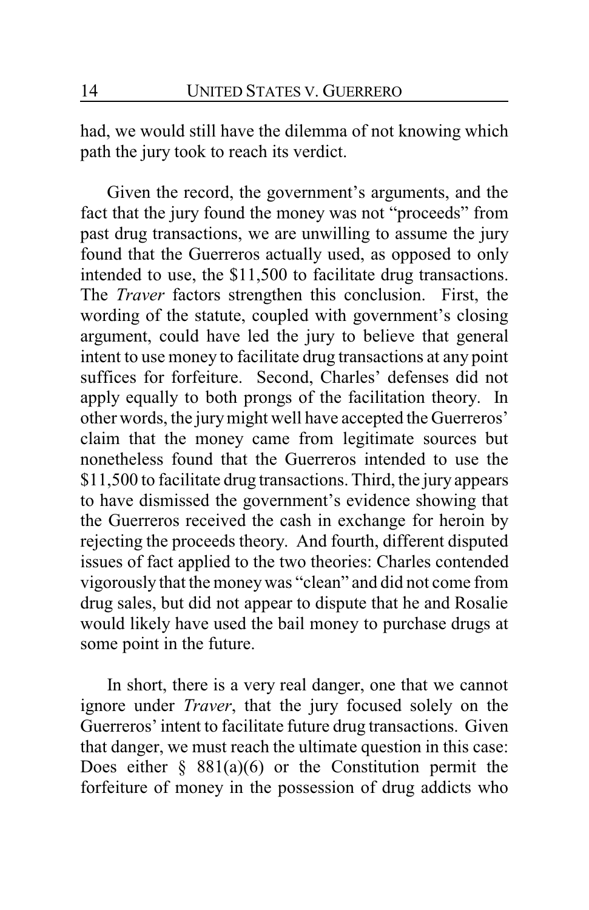had, we would still have the dilemma of not knowing which path the jury took to reach its verdict.

Given the record, the government's arguments, and the fact that the jury found the money was not "proceeds" from past drug transactions, we are unwilling to assume the jury found that the Guerreros actually used, as opposed to only intended to use, the $11,500 to facilitate drug transactions. The *Traver* factors strengthen this conclusion. First, the wording of the statute, coupled with government's closing argument, could have led the jury to believe that general intent to use money to facilitate drug transactions at any point suffices for forfeiture. Second, Charles' defenses did not apply equally to both prongs of the facilitation theory. In other words, the jury might well have accepted the Guerreros' claim that the money came from legitimate sources but nonetheless found that the Guerreros intended to use the $11,500 to facilitate drug transactions. Third, the jury appears to have dismissed the government's evidence showing that the Guerreros received the cash in exchange for heroin by rejecting the proceeds theory. And fourth, different disputed issues of fact applied to the two theories: Charles contended vigorously that the money was "clean" and did not come from drug sales, but did not appear to dispute that he and Rosalie would likely have used the bail money to purchase drugs at some point in the future.

In short, there is a very real danger, one that we cannot ignore under *Traver*, that the jury focused solely on the Guerreros' intent to facilitate future drug transactions. Given that danger, we must reach the ultimate question in this case: Does either § 881(a)(6) or the Constitution permit the forfeiture of money in the possession of drug addicts who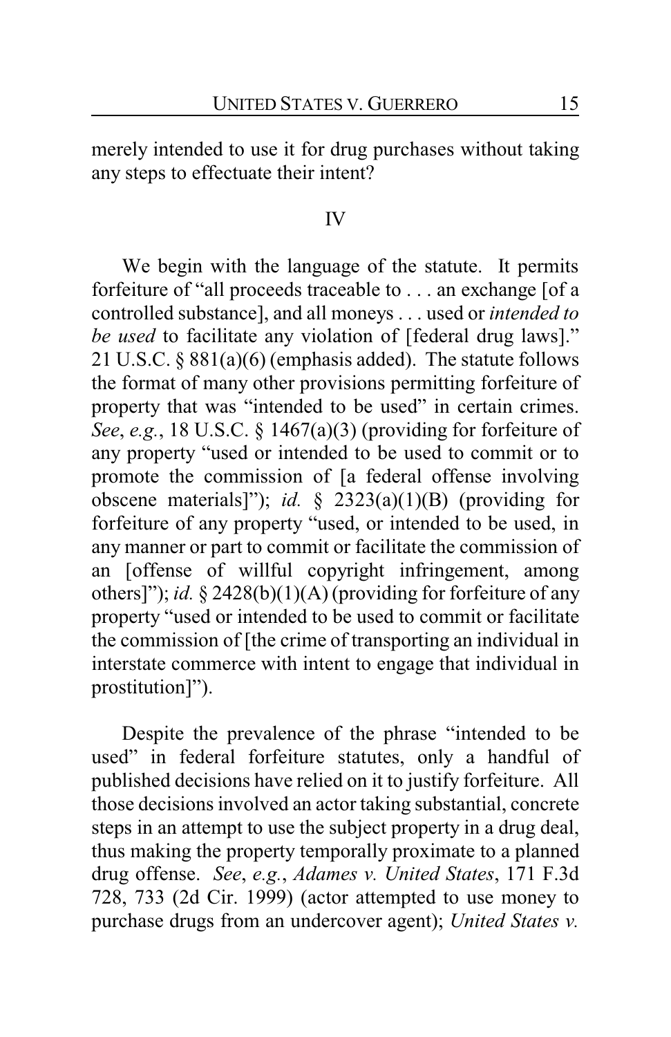merely intended to use it for drug purchases without taking any steps to effectuate their intent?

## IV

We begin with the language of the statute. It permits forfeiture of "all proceeds traceable to . . . an exchange [of a controlled substance], and all moneys . . . used or *intended to be used* to facilitate any violation of [federal drug laws]." 21 U.S.C. § 881(a)(6) (emphasis added). The statute follows the format of many other provisions permitting forfeiture of property that was "intended to be used" in certain crimes. *See*, *e.g.*, 18 U.S.C. § 1467(a)(3) (providing for forfeiture of any property "used or intended to be used to commit or to promote the commission of [a federal offense involving obscene materials]"); *id.* § 2323(a)(1)(B) (providing for forfeiture of any property "used, or intended to be used, in any manner or part to commit or facilitate the commission of an [offense of willful copyright infringement, among others]"); *id.* § 2428(b)(1)(A) (providing for forfeiture of any property "used or intended to be used to commit or facilitate the commission of [the crime of transporting an individual in interstate commerce with intent to engage that individual in prostitution]").

Despite the prevalence of the phrase "intended to be used" in federal forfeiture statutes, only a handful of published decisions have relied on it to justify forfeiture. All those decisions involved an actor taking substantial, concrete steps in an attempt to use the subject property in a drug deal, thus making the property temporally proximate to a planned drug offense. *See*, *e.g.*, *Adames v. United States*, 171 F.3d 728, 733 (2d Cir. 1999) (actor attempted to use money to purchase drugs from an undercover agent); *United States v.*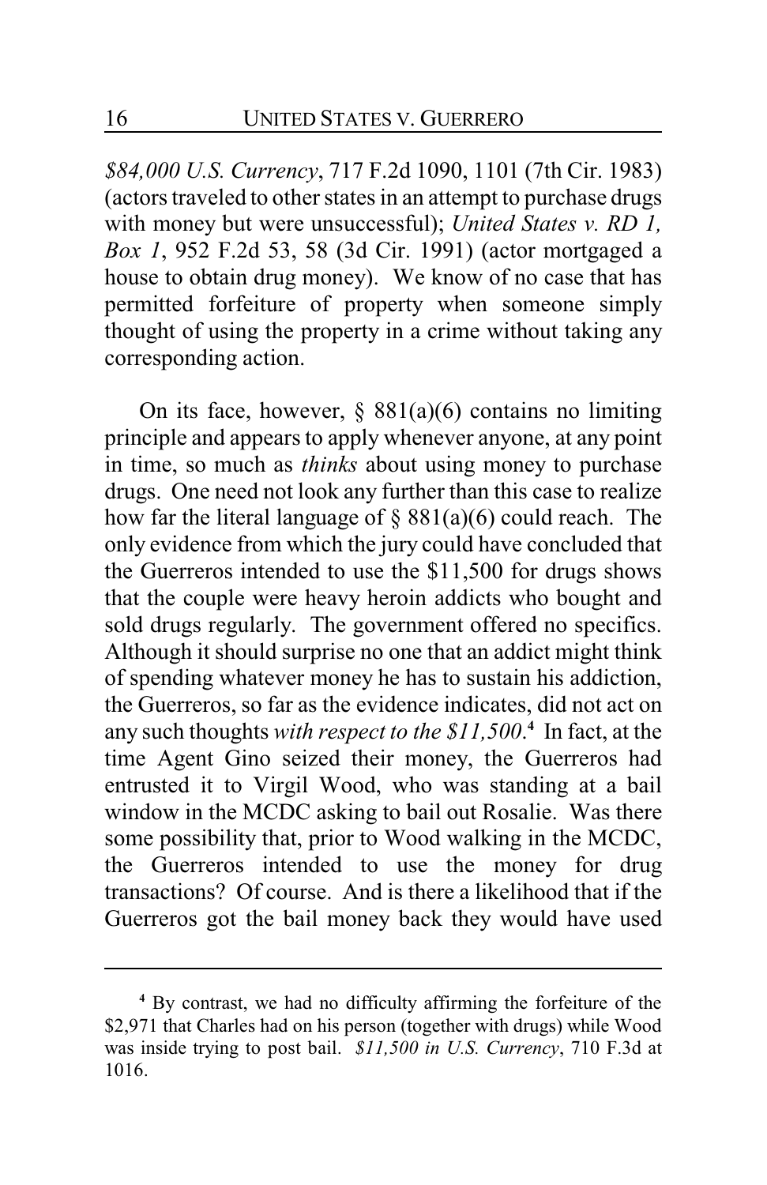*$84,000 U.S. Currency*, 717 F.2d 1090, 1101 (7th Cir. 1983) (actors traveled to other states in an attempt to purchase drugs with money but were unsuccessful); *United States v. RD 1, Box 1*, 952 F.2d 53, 58 (3d Cir. 1991) (actor mortgaged a house to obtain drug money). We know of no case that has permitted forfeiture of property when someone simply thought of using the property in a crime without taking any corresponding action.

On its face, however, § 881(a)(6) contains no limiting principle and appears to apply whenever anyone, at any point in time, so much as *thinks* about using money to purchase drugs. One need not look any further than this case to realize how far the literal language of § 881(a)(6) could reach. The only evidence from which the jury could have concluded that the Guerreros intended to use the $11,500 for drugs shows that the couple were heavy heroin addicts who bought and sold drugs regularly. The government offered no specifics. Although it should surprise no one that an addict might think of spending whatever money he has to sustain his addiction, the Guerreros, so far as the evidence indicates, did not act on any such thoughts *with respect to the $11,500*.[4] In fact, at the time Agent Gino seized their money, the Guerreros had entrusted it to Virgil Wood, who was standing at a bail window in the MCDC asking to bail out Rosalie. Was there some possibility that, prior to Wood walking in the MCDC, the Guerreros intended to use the money for drug transactions? Of course. And is there a likelihood that if the Guerreros got the bail money back they would have used

---

[4] By contrast, we had no difficulty affirming the forfeiture of the $2,971 that Charles had on his person (together with drugs) while Wood was inside trying to post bail. *$11,500 in U.S. Currency*, 710 F.3d at 1016.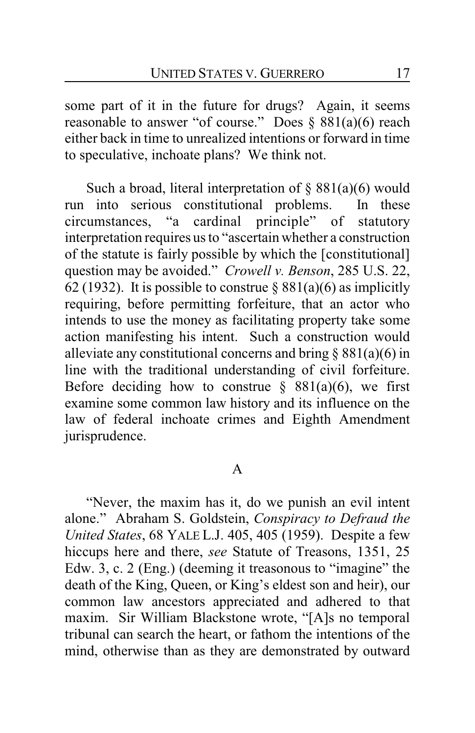some part of it in the future for drugs? Again, it seems reasonable to answer "of course." Does § 881(a)(6) reach either back in time to unrealized intentions or forward in time to speculative, inchoate plans? We think not.

Such a broad, literal interpretation of § 881(a)(6) would run into serious constitutional problems. In these circumstances, "a cardinal principle" of statutory interpretation requires us to "ascertain whether a construction of the statute is fairly possible by which the [constitutional] question may be avoided." *Crowell v. Benson*, 285 U.S. 22, 62 (1932). It is possible to construe § 881(a)(6) as implicitly requiring, before permitting forfeiture, that an actor who intends to use the money as facilitating property take some action manifesting his intent. Such a construction would alleviate any constitutional concerns and bring § 881(a)(6) in line with the traditional understanding of civil forfeiture. Before deciding how to construe § 881(a)(6), we first examine some common law history and its influence on the law of federal inchoate crimes and Eighth Amendment jurisprudence.

## A

"Never, the maxim has it, do we punish an evil intent alone." Abraham S. Goldstein, *Conspiracy to Defraud the United States*, 68 YALE L.J. 405, 405 (1959). Despite a few hiccups here and there, *see* Statute of Treasons, 1351, 25 Edw. 3, c. 2 (Eng.) (deeming it treasonous to "imagine" the death of the King, Queen, or King's eldest son and heir), our common law ancestors appreciated and adhered to that maxim. Sir William Blackstone wrote, "[A]s no temporal tribunal can search the heart, or fathom the intentions of the mind, otherwise than as they are demonstrated by outward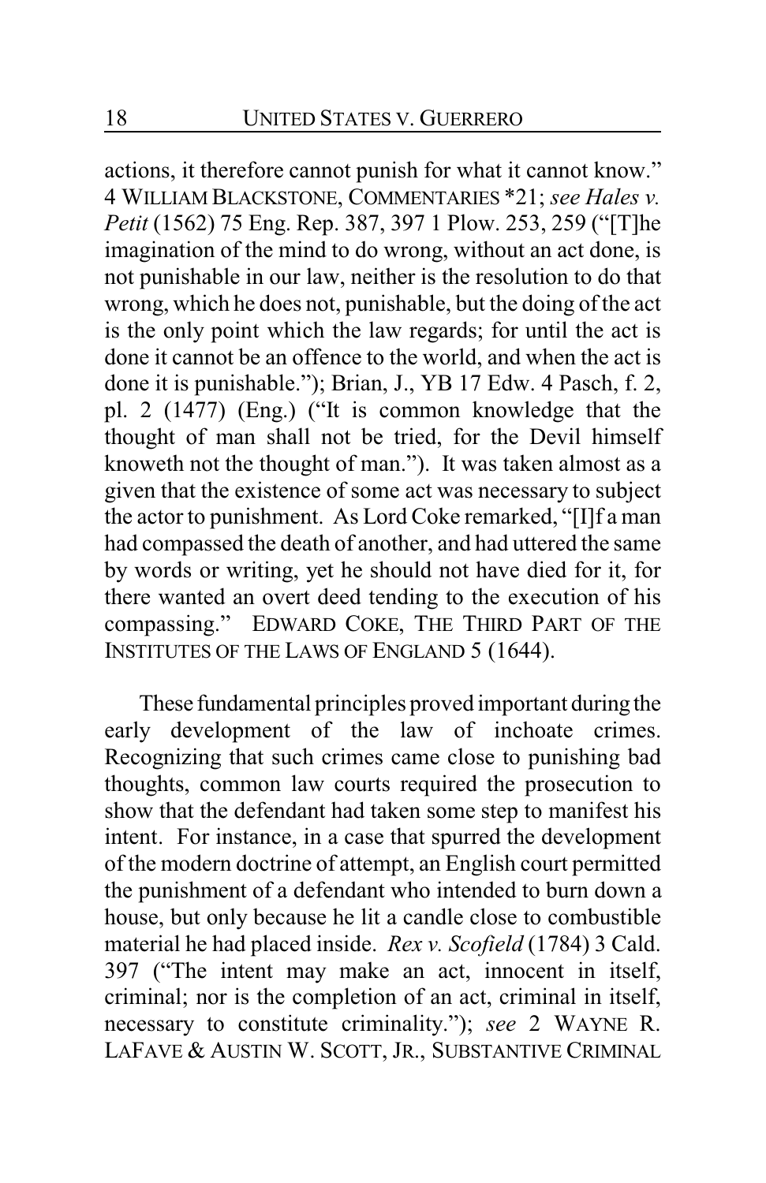actions, it therefore cannot punish for what it cannot know." 4 WILLIAM BLACKSTONE, COMMENTARIES *21; *see Hales v. Petit* (1562) 75 Eng. Rep. 387, 397 1 Plow. 253, 259 ("[T]he imagination of the mind to do wrong, without an act done, is not punishable in our law, neither is the resolution to do that wrong, which he does not, punishable, but the doing of the act is the only point which the law regards; for until the act is done it cannot be an offence to the world, and when the act is done it is punishable."); Brian, J., YB 17 Edw. 4 Pasch, f. 2, pl. 2 (1477) (Eng.) ("It is common knowledge that the thought of man shall not be tried, for the Devil himself knoweth not the thought of man."). It was taken almost as a given that the existence of some act was necessary to subject the actor to punishment. As Lord Coke remarked, "[I]f a man had compassed the death of another, and had uttered the same by words or writing, yet he should not have died for it, for there wanted an overt deed tending to the execution of his compassing." EDWARD COKE, THE THIRD PART OF THE INSTITUTES OF THE LAWS OF ENGLAND 5 (1644).

These fundamental principles proved important during the early development of the law of inchoate crimes. Recognizing that such crimes came close to punishing bad thoughts, common law courts required the prosecution to show that the defendant had taken some step to manifest his intent. For instance, in a case that spurred the development of the modern doctrine of attempt, an English court permitted the punishment of a defendant who intended to burn down a house, but only because he lit a candle close to combustible material he had placed inside. *Rex v. Scofield* (1784) 3 Cald. 397 ("The intent may make an act, innocent in itself, criminal; nor is the completion of an act, criminal in itself, necessary to constitute criminality."); *see* 2 WAYNE R. LAFAVE & AUSTIN W. SCOTT, JR., SUBSTANTIVE CRIMINAL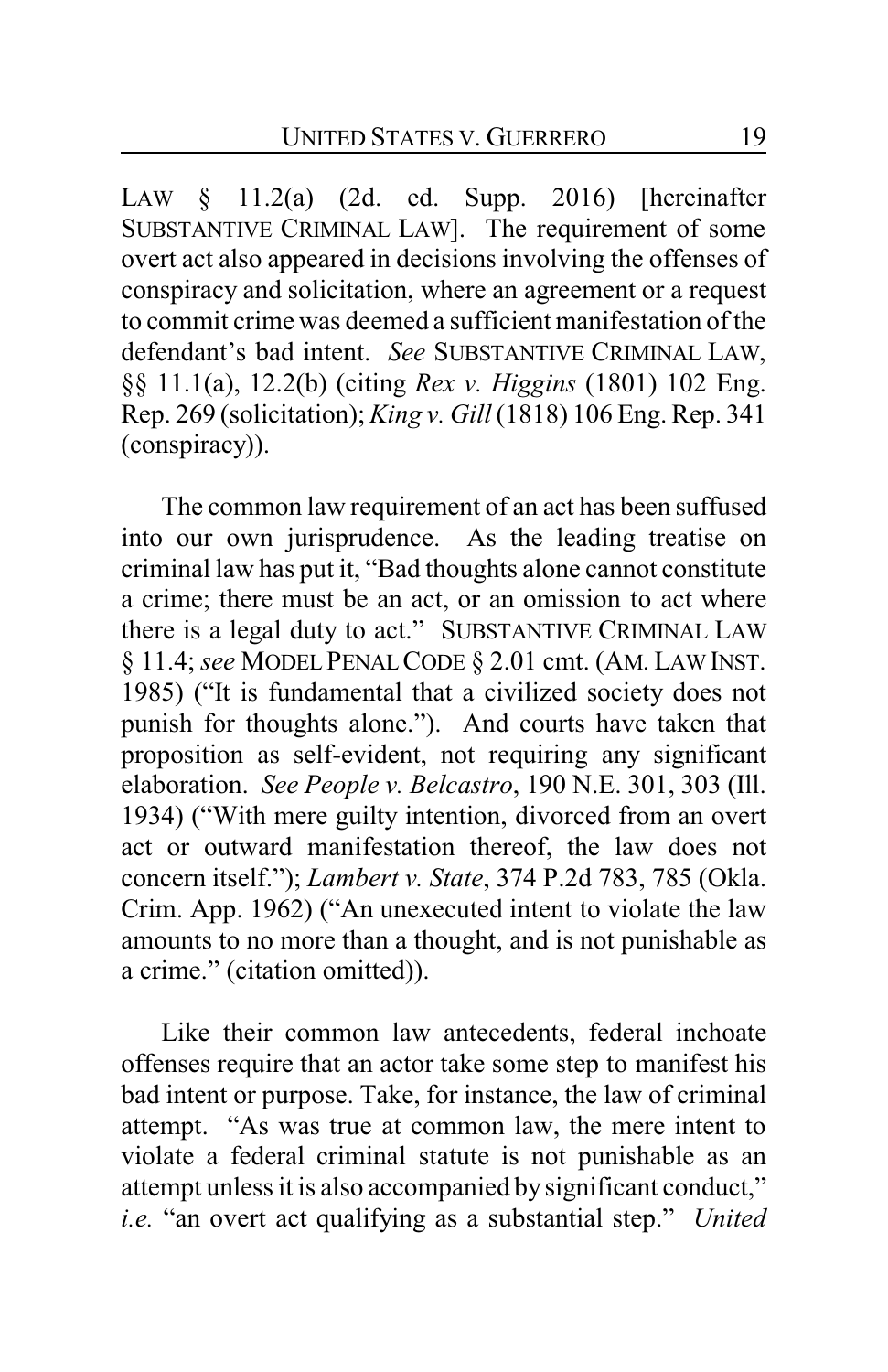LAW § 11.2(a) (2d. ed. Supp. 2016) [hereinafter SUBSTANTIVE CRIMINAL LAW]. The requirement of some overt act also appeared in decisions involving the offenses of conspiracy and solicitation, where an agreement or a request to commit crime was deemed a sufficient manifestation of the defendant's bad intent. *See* SUBSTANTIVE CRIMINAL LAW, §§ 11.1(a), 12.2(b) (citing *Rex v. Higgins* (1801) 102 Eng. Rep. 269 (solicitation); *King v. Gill* (1818) 106 Eng. Rep. 341 (conspiracy)).

The common law requirement of an act has been suffused into our own jurisprudence. As the leading treatise on criminal law has put it, "Bad thoughts alone cannot constitute a crime; there must be an act, or an omission to act where there is a legal duty to act." SUBSTANTIVE CRIMINAL LAW § 11.4; *see* MODEL PENAL CODE § 2.01 cmt. (AM. LAW INST. 1985) ("It is fundamental that a civilized society does not punish for thoughts alone."). And courts have taken that proposition as self-evident, not requiring any significant elaboration. *See People v. Belcastro*, 190 N.E. 301, 303 (Ill. 1934) ("With mere guilty intention, divorced from an overt act or outward manifestation thereof, the law does not concern itself."); *Lambert v. State*, 374 P.2d 783, 785 (Okla. Crim. App. 1962) ("An unexecuted intent to violate the law amounts to no more than a thought, and is not punishable as a crime." (citation omitted)).

Like their common law antecedents, federal inchoate offenses require that an actor take some step to manifest his bad intent or purpose. Take, for instance, the law of criminal attempt. "As was true at common law, the mere intent to violate a federal criminal statute is not punishable as an attempt unless it is also accompanied by significant conduct," *i.e.* "an overt act qualifying as a substantial step." *United*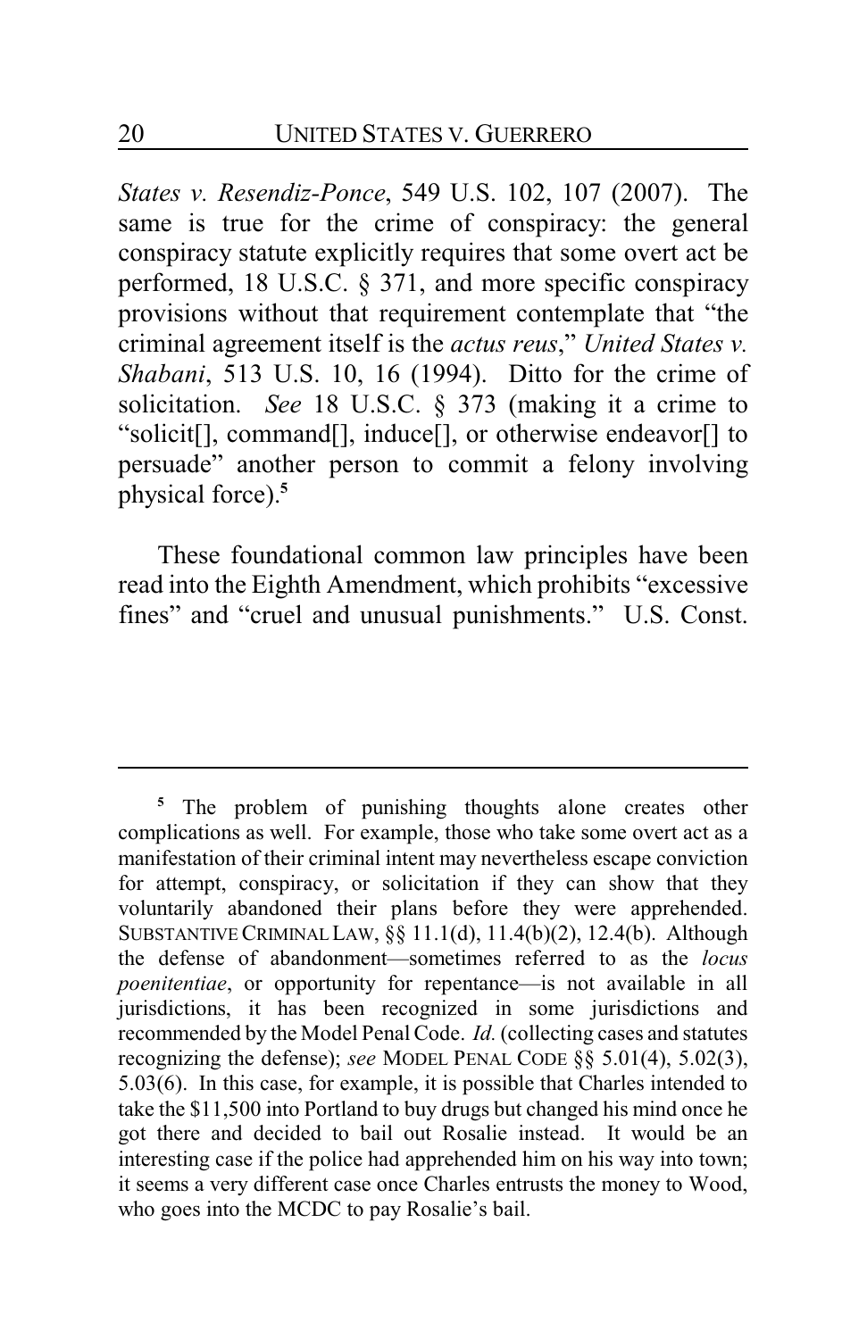*States v. Resendiz-Ponce*, 549 U.S. 102, 107 (2007). The same is true for the crime of conspiracy: the general conspiracy statute explicitly requires that some overt act be performed, 18 U.S.C. § 371, and more specific conspiracy provisions without that requirement contemplate that "the criminal agreement itself is the *actus reus*," *United States v. Shabani*, 513 U.S. 10, 16 (1994). Ditto for the crime of solicitation. *See* 18 U.S.C. § 373 (making it a crime to "solicit[], command[], induce[], or otherwise endeavor[] to persuade" another person to commit a felony involving physical force).[5]

These foundational common law principles have been read into the Eighth Amendment, which prohibits "excessive fines" and "cruel and unusual punishments." U.S. Const.

---

[5] The problem of punishing thoughts alone creates other complications as well. For example, those who take some overt act as a manifestation of their criminal intent may nevertheless escape conviction for attempt, conspiracy, or solicitation if they can show that they voluntarily abandoned their plans before they were apprehended. SUBSTANTIVE CRIMINAL LAW, §§ 11.1(d), 11.4(b)(2), 12.4(b). Although the defense of abandonment—sometimes referred to as the *locus poenitentiae*, or opportunity for repentance—is not available in all jurisdictions, it has been recognized in some jurisdictions and recommended by the Model Penal Code. *Id.* (collecting cases and statutes recognizing the defense); *see* MODEL PENAL CODE §§ 5.01(4), 5.02(3), 5.03(6). In this case, for example, it is possible that Charles intended to take the $11,500 into Portland to buy drugs but changed his mind once he got there and decided to bail out Rosalie instead. It would be an interesting case if the police had apprehended him on his way into town; it seems a very different case once Charles entrusts the money to Wood, who goes into the MCDC to pay Rosalie's bail.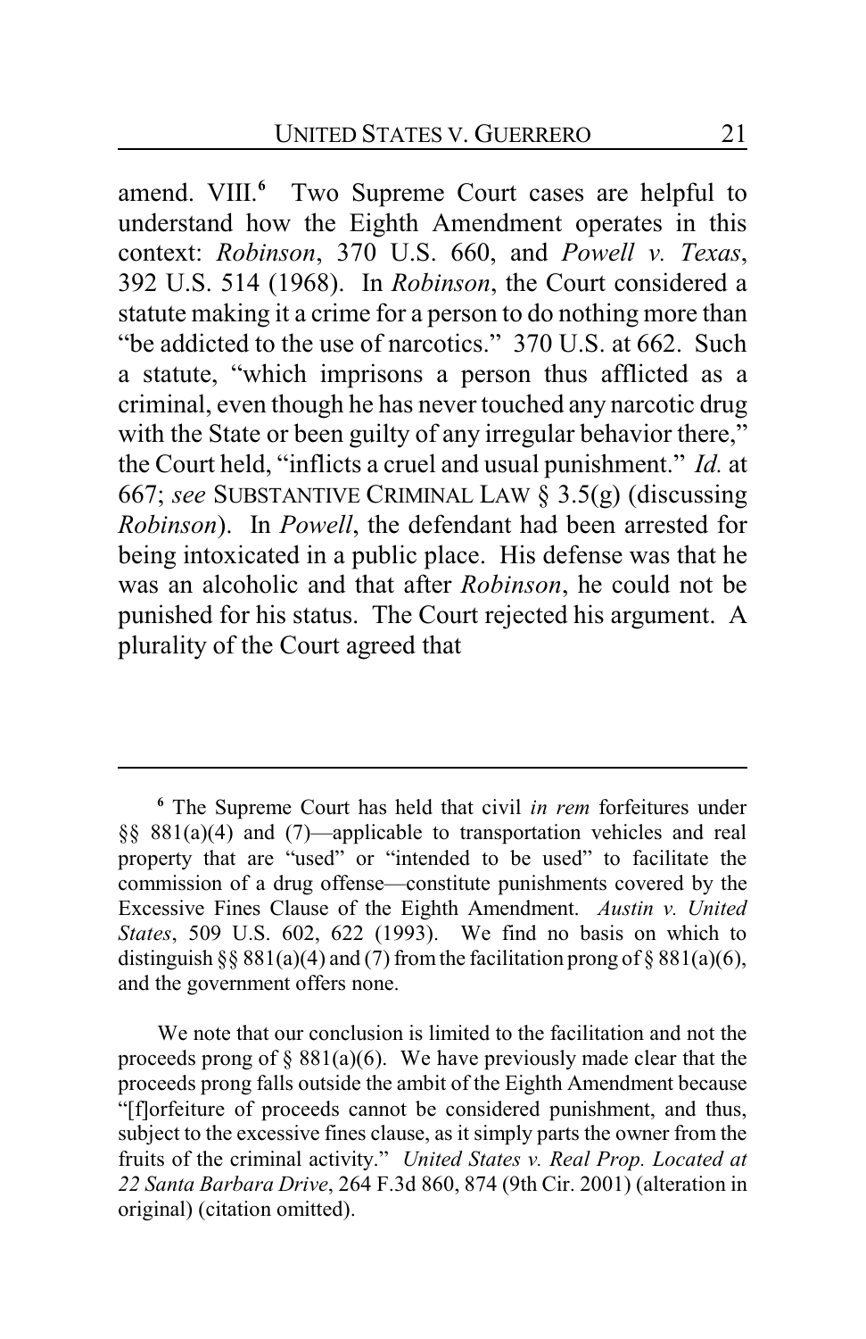amend. VIII.[6] Two Supreme Court cases are helpful to understand how the Eighth Amendment operates in this context: *Robinson*, 370 U.S. 660, and *Powell v. Texas*, 392 U.S. 514 (1968). In *Robinson*, the Court considered a statute making it a crime for a person to do nothing more than "be addicted to the use of narcotics." 370 U.S. at 662. Such a statute, "which imprisons a person thus afflicted as a criminal, even though he has never touched any narcotic drug with the State or been guilty of any irregular behavior there," the Court held, "inflicts a cruel and usual punishment." *Id.* at 667; *see* SUBSTANTIVE CRIMINAL LAW § 3.5(g) (discussing *Robinson*). In *Powell*, the defendant had been arrested for being intoxicated in a public place. His defense was that he was an alcoholic and that after *Robinson*, he could not be punished for his status. The Court rejected his argument. A plurality of the Court agreed that

---

[6] The Supreme Court has held that civil *in rem* forfeitures under §§ 881(a)(4) and (7)—applicable to transportation vehicles and real property that are "used" or "intended to be used" to facilitate the commission of a drug offense—constitute punishments covered by the Excessive Fines Clause of the Eighth Amendment. *Austin v. United States*, 509 U.S. 602, 622 (1993). We find no basis on which to distinguish §§ 881(a)(4) and (7) from the facilitation prong of § 881(a)(6), and the government offers none.

We note that our conclusion is limited to the facilitation and not the proceeds prong of § 881(a)(6). We have previously made clear that the proceeds prong falls outside the ambit of the Eighth Amendment because "[f]orfeiture of proceeds cannot be considered punishment, and thus, subject to the excessive fines clause, as it simply parts the owner from the fruits of the criminal activity." *United States v. Real Prop. Located at 22 Santa Barbara Drive*, 264 F.3d 860, 874 (9th Cir. 2001) (alteration in original) (citation omitted).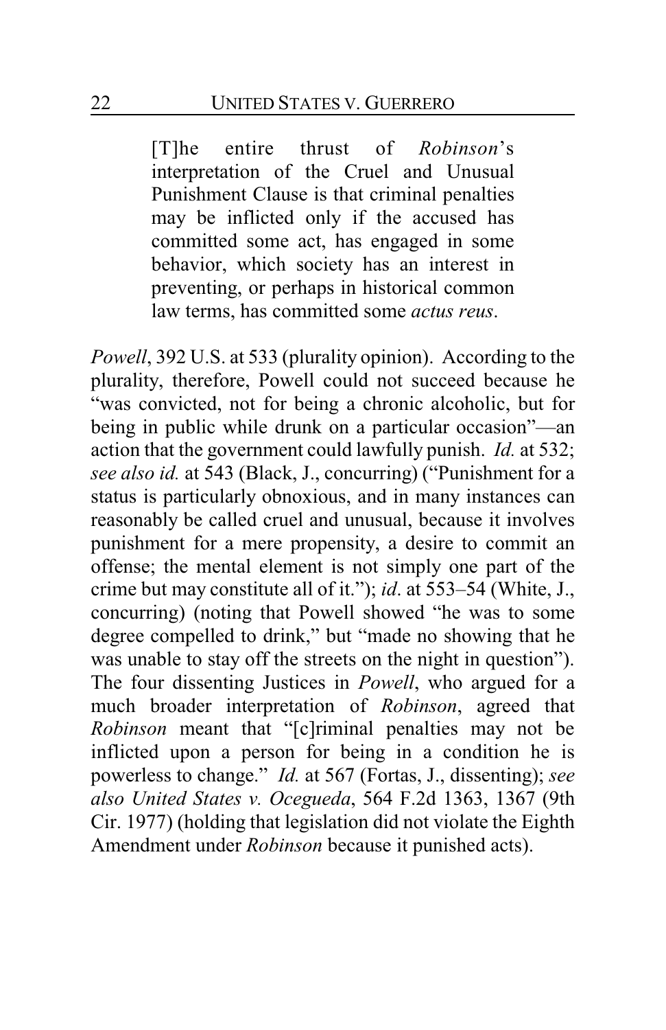> [T]he entire thrust of *Robinson*'s interpretation of the Cruel and Unusual Punishment Clause is that criminal penalties may be inflicted only if the accused has committed some act, has engaged in some behavior, which society has an interest in preventing, or perhaps in historical common law terms, has committed some *actus reus*.

*Powell*, 392 U.S. at 533 (plurality opinion). According to the plurality, therefore, Powell could not succeed because he "was convicted, not for being a chronic alcoholic, but for being in public while drunk on a particular occasion"—an action that the government could lawfully punish. *Id.* at 532; *see also id.* at 543 (Black, J., concurring) ("Punishment for a status is particularly obnoxious, and in many instances can reasonably be called cruel and unusual, because it involves punishment for a mere propensity, a desire to commit an offense; the mental element is not simply one part of the crime but may constitute all of it."); *id*. at 553–54 (White, J., concurring) (noting that Powell showed "he was to some degree compelled to drink," but "made no showing that he was unable to stay off the streets on the night in question"). The four dissenting Justices in *Powell*, who argued for a much broader interpretation of *Robinson*, agreed that *Robinson* meant that "[c]riminal penalties may not be inflicted upon a person for being in a condition he is powerless to change." *Id.* at 567 (Fortas, J., dissenting); *see also United States v. Ocegueda*, 564 F.2d 1363, 1367 (9th Cir. 1977) (holding that legislation did not violate the Eighth Amendment under *Robinson* because it punished acts).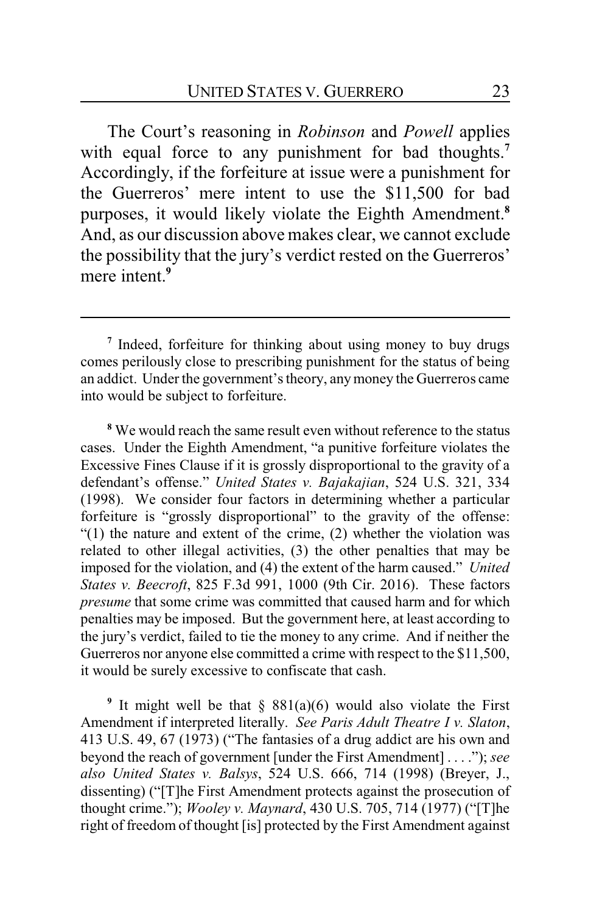The Court's reasoning in *Robinson* and *Powell* applies with equal force to any punishment for bad thoughts.[7] Accordingly, if the forfeiture at issue were a punishment for the Guerreros' mere intent to use the $11,500 for bad purposes, it would likely violate the Eighth Amendment.[8] And, as our discussion above makes clear, we cannot exclude the possibility that the jury's verdict rested on the Guerreros' mere intent.[9]

---

[7] Indeed, forfeiture for thinking about using money to buy drugs comes perilously close to prescribing punishment for the status of being an addict. Under the government's theory, any money the Guerreros came into would be subject to forfeiture.

[8] We would reach the same result even without reference to the status cases. Under the Eighth Amendment, "a punitive forfeiture violates the Excessive Fines Clause if it is grossly disproportional to the gravity of a defendant's offense." *United States v. Bajakajian*, 524 U.S. 321, 334 (1998). We consider four factors in determining whether a particular forfeiture is "grossly disproportional" to the gravity of the offense: "(1) the nature and extent of the crime, (2) whether the violation was related to other illegal activities, (3) the other penalties that may be imposed for the violation, and (4) the extent of the harm caused." *United States v. Beecroft*, 825 F.3d 991, 1000 (9th Cir. 2016). These factors *presume* that some crime was committed that caused harm and for which penalties may be imposed. But the government here, at least according to the jury's verdict, failed to tie the money to any crime. And if neither the Guerreros nor anyone else committed a crime with respect to the $11,500, it would be surely excessive to confiscate that cash.

[9] It might well be that § 881(a)(6) would also violate the First Amendment if interpreted literally. *See Paris Adult Theatre I v. Slaton*, 413 U.S. 49, 67 (1973) ("The fantasies of a drug addict are his own and beyond the reach of government [under the First Amendment] . . . ."); *see also United States v. Balsys*, 524 U.S. 666, 714 (1998) (Breyer, J., dissenting) ("[T]he First Amendment protects against the prosecution of thought crime."); *Wooley v. Maynard*, 430 U.S. 705, 714 (1977) ("[T]he right of freedom of thought [is] protected by the First Amendment against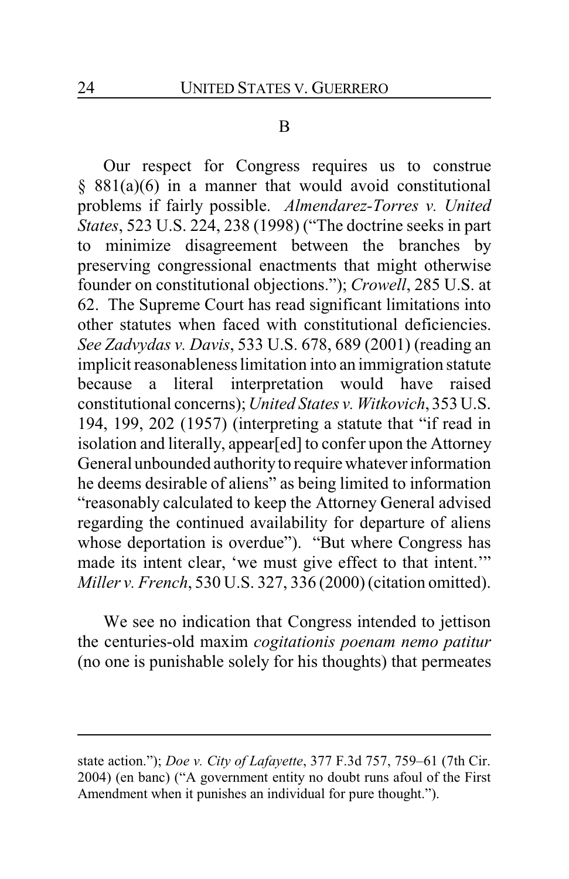### B

Our respect for Congress requires us to construe § 881(a)(6) in a manner that would avoid constitutional problems if fairly possible. *Almendarez-Torres v. United States*, 523 U.S. 224, 238 (1998) ("The doctrine seeks in part to minimize disagreement between the branches by preserving congressional enactments that might otherwise founder on constitutional objections."); *Crowell*, 285 U.S. at 62. The Supreme Court has read significant limitations into other statutes when faced with constitutional deficiencies. *See Zadvydas v. Davis*, 533 U.S. 678, 689 (2001) (reading an implicit reasonableness limitation into an immigration statute because a literal interpretation would have raised constitutional concerns); *United States v. Witkovich*, 353 U.S. 194, 199, 202 (1957) (interpreting a statute that "if read in isolation and literally, appear[ed] to confer upon the Attorney General unbounded authority to require whatever information he deems desirable of aliens" as being limited to information "reasonably calculated to keep the Attorney General advised regarding the continued availability for departure of aliens whose deportation is overdue"). "But where Congress has made its intent clear, 'we must give effect to that intent.'" *Miller v. French*, 530 U.S. 327, 336 (2000) (citation omitted).

We see no indication that Congress intended to jettison the centuries-old maxim *cogitationis poenam nemo patitur* (no one is punishable solely for his thoughts) that permeates

---

state action."); *Doe v. City of Lafayette*, 377 F.3d 757, 759–61 (7th Cir. 2004) (en banc) ("A government entity no doubt runs afoul of the First Amendment when it punishes an individual for pure thought.").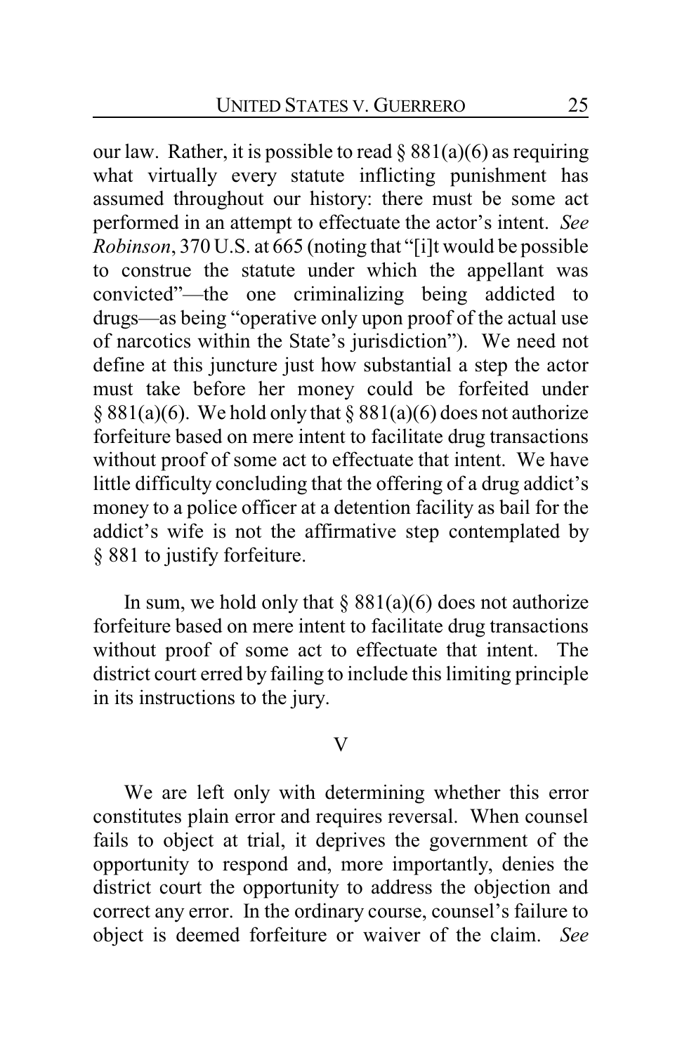our law. Rather, it is possible to read § 881(a)(6) as requiring what virtually every statute inflicting punishment has assumed throughout our history: there must be some act performed in an attempt to effectuate the actor's intent. *See Robinson*, 370 U.S. at 665 (noting that "[i]t would be possible to construe the statute under which the appellant was convicted"—the one criminalizing being addicted to drugs—as being "operative only upon proof of the actual use of narcotics within the State's jurisdiction"). We need not define at this juncture just how substantial a step the actor must take before her money could be forfeited under § 881(a)(6). We hold only that § 881(a)(6) does not authorize forfeiture based on mere intent to facilitate drug transactions without proof of some act to effectuate that intent. We have little difficulty concluding that the offering of a drug addict's money to a police officer at a detention facility as bail for the addict's wife is not the affirmative step contemplated by § 881 to justify forfeiture.

In sum, we hold only that § 881(a)(6) does not authorize forfeiture based on mere intent to facilitate drug transactions without proof of some act to effectuate that intent. The district court erred by failing to include this limiting principle in its instructions to the jury.

## V

We are left only with determining whether this error constitutes plain error and requires reversal. When counsel fails to object at trial, it deprives the government of the opportunity to respond and, more importantly, denies the district court the opportunity to address the objection and correct any error. In the ordinary course, counsel's failure to object is deemed forfeiture or waiver of the claim. *See*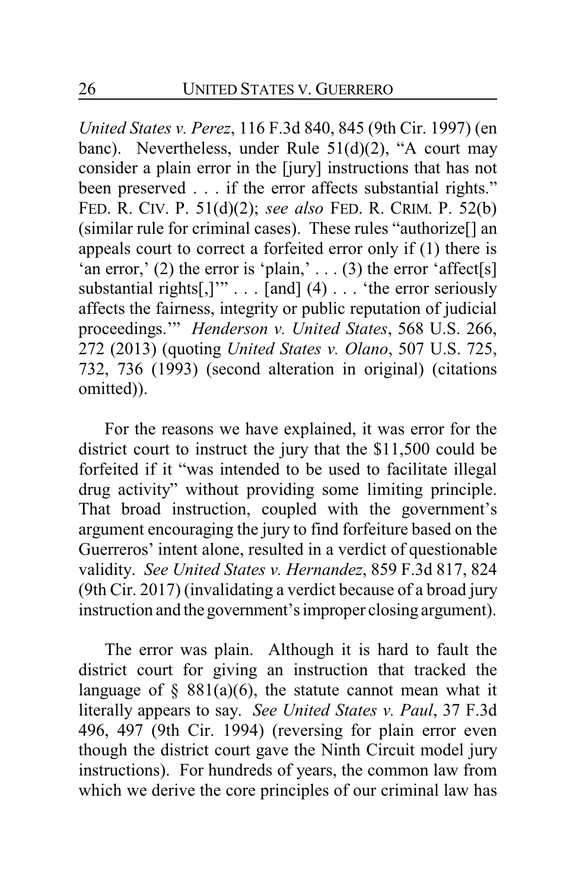*United States v. Perez*, 116 F.3d 840, 845 (9th Cir. 1997) (en banc). Nevertheless, under Rule 51(d)(2), "A court may consider a plain error in the [jury] instructions that has not been preserved . . . if the error affects substantial rights." FED. R. CIV. P. 51(d)(2); *see also* FED. R. CRIM. P. 52(b) (similar rule for criminal cases). These rules "authorize[] an appeals court to correct a forfeited error only if (1) there is 'an error,' (2) the error is 'plain,' . . . (3) the error 'affect[s] substantial rights[,]'" . . . [and] (4) . . . 'the error seriously affects the fairness, integrity or public reputation of judicial proceedings.'" *Henderson v. United States*, 568 U.S. 266, 272 (2013) (quoting *United States v. Olano*, 507 U.S. 725, 732, 736 (1993) (second alteration in original) (citations omitted)).

For the reasons we have explained, it was error for the district court to instruct the jury that the $11,500 could be forfeited if it "was intended to be used to facilitate illegal drug activity" without providing some limiting principle. That broad instruction, coupled with the government's argument encouraging the jury to find forfeiture based on the Guerreros' intent alone, resulted in a verdict of questionable validity. *See United States v. Hernandez*, 859 F.3d 817, 824 (9th Cir. 2017) (invalidating a verdict because of a broad jury instruction and the government's improper closing argument).

The error was plain. Although it is hard to fault the district court for giving an instruction that tracked the language of § 881(a)(6), the statute cannot mean what it literally appears to say. *See United States v. Paul*, 37 F.3d 496, 497 (9th Cir. 1994) (reversing for plain error even though the district court gave the Ninth Circuit model jury instructions). For hundreds of years, the common law from which we derive the core principles of our criminal law has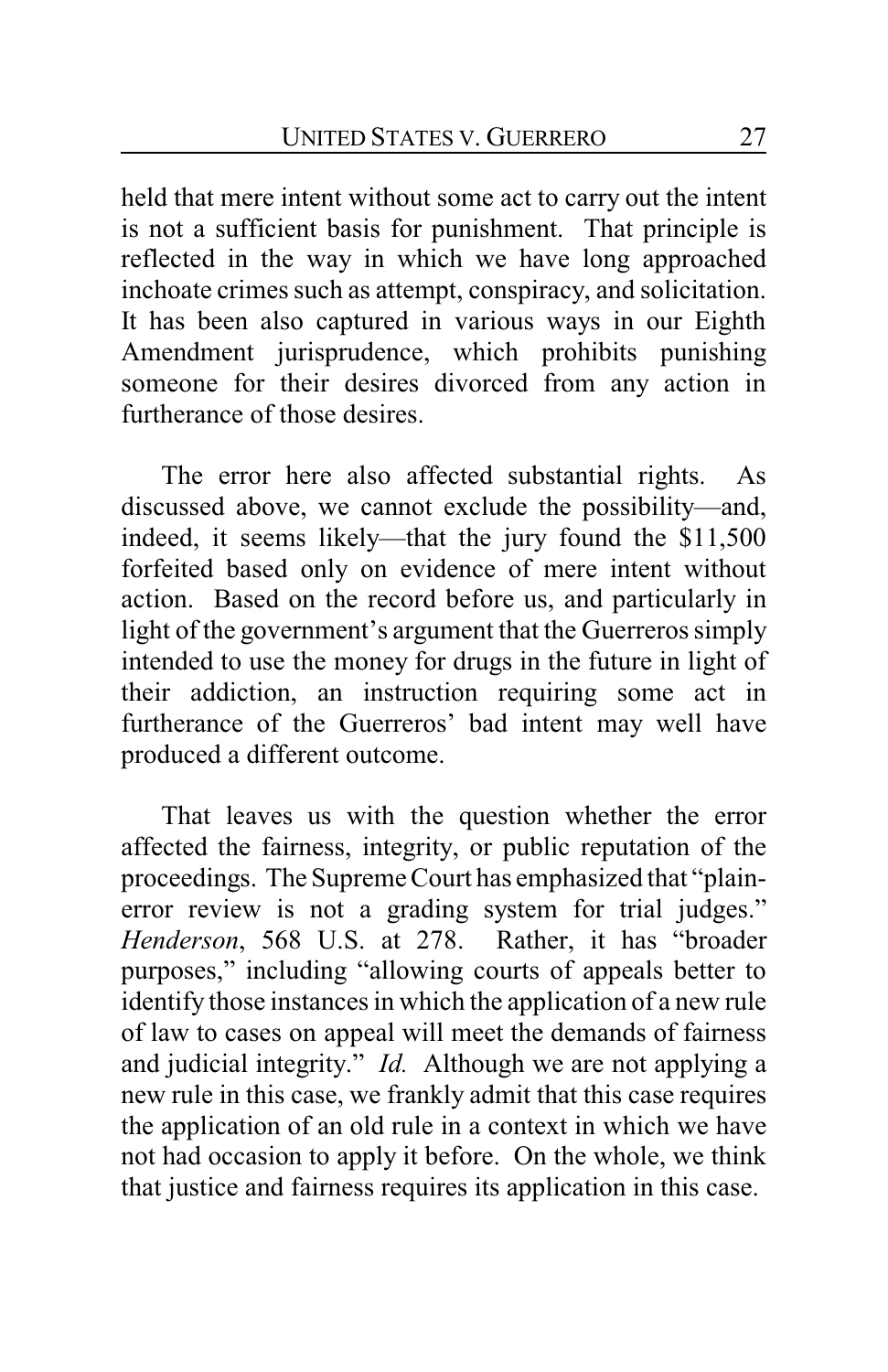held that mere intent without some act to carry out the intent is not a sufficient basis for punishment. That principle is reflected in the way in which we have long approached inchoate crimes such as attempt, conspiracy, and solicitation. It has been also captured in various ways in our Eighth Amendment jurisprudence, which prohibits punishing someone for their desires divorced from any action in furtherance of those desires.

The error here also affected substantial rights. As discussed above, we cannot exclude the possibility—and, indeed, it seems likely—that the jury found the $11,500 forfeited based only on evidence of mere intent without action. Based on the record before us, and particularly in light of the government's argument that the Guerreros simply intended to use the money for drugs in the future in light of their addiction, an instruction requiring some act in furtherance of the Guerreros' bad intent may well have produced a different outcome.

That leaves us with the question whether the error affected the fairness, integrity, or public reputation of the proceedings. The Supreme Court has emphasized that "plain-error review is not a grading system for trial judges." *Henderson*, 568 U.S. at 278. Rather, it has "broader purposes," including "allowing courts of appeals better to identify those instances in which the application of a new rule of law to cases on appeal will meet the demands of fairness and judicial integrity." *Id.* Although we are not applying a new rule in this case, we frankly admit that this case requires the application of an old rule in a context in which we have not had occasion to apply it before. On the whole, we think that justice and fairness requires its application in this case.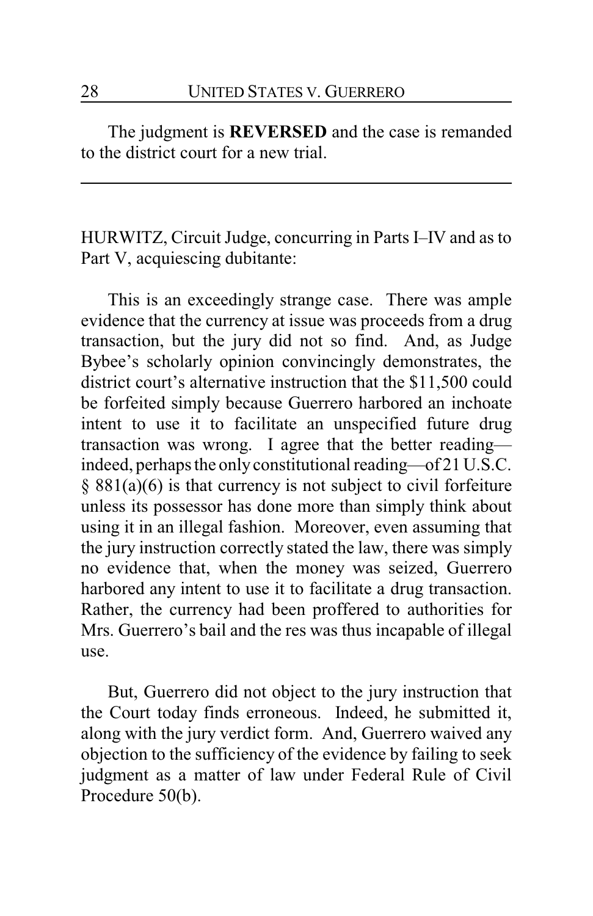The judgment is **REVERSED** and the case is remanded to the district court for a new trial.

---

HURWITZ, Circuit Judge, concurring in Parts I–IV and as to Part V, acquiescing dubitante:

This is an exceedingly strange case. There was ample evidence that the currency at issue was proceeds from a drug transaction, but the jury did not so find. And, as Judge Bybee's scholarly opinion convincingly demonstrates, the district court's alternative instruction that the $11,500 could be forfeited simply because Guerrero harbored an inchoate intent to use it to facilitate an unspecified future drug transaction was wrong. I agree that the better reading—indeed, perhaps the only constitutional reading—of 21 U.S.C. § 881(a)(6) is that currency is not subject to civil forfeiture unless its possessor has done more than simply think about using it in an illegal fashion. Moreover, even assuming that the jury instruction correctly stated the law, there was simply no evidence that, when the money was seized, Guerrero harbored any intent to use it to facilitate a drug transaction. Rather, the currency had been proffered to authorities for Mrs. Guerrero's bail and the res was thus incapable of illegal use.

But, Guerrero did not object to the jury instruction that the Court today finds erroneous. Indeed, he submitted it, along with the jury verdict form. And, Guerrero waived any objection to the sufficiency of the evidence by failing to seek judgment as a matter of law under Federal Rule of Civil Procedure 50(b).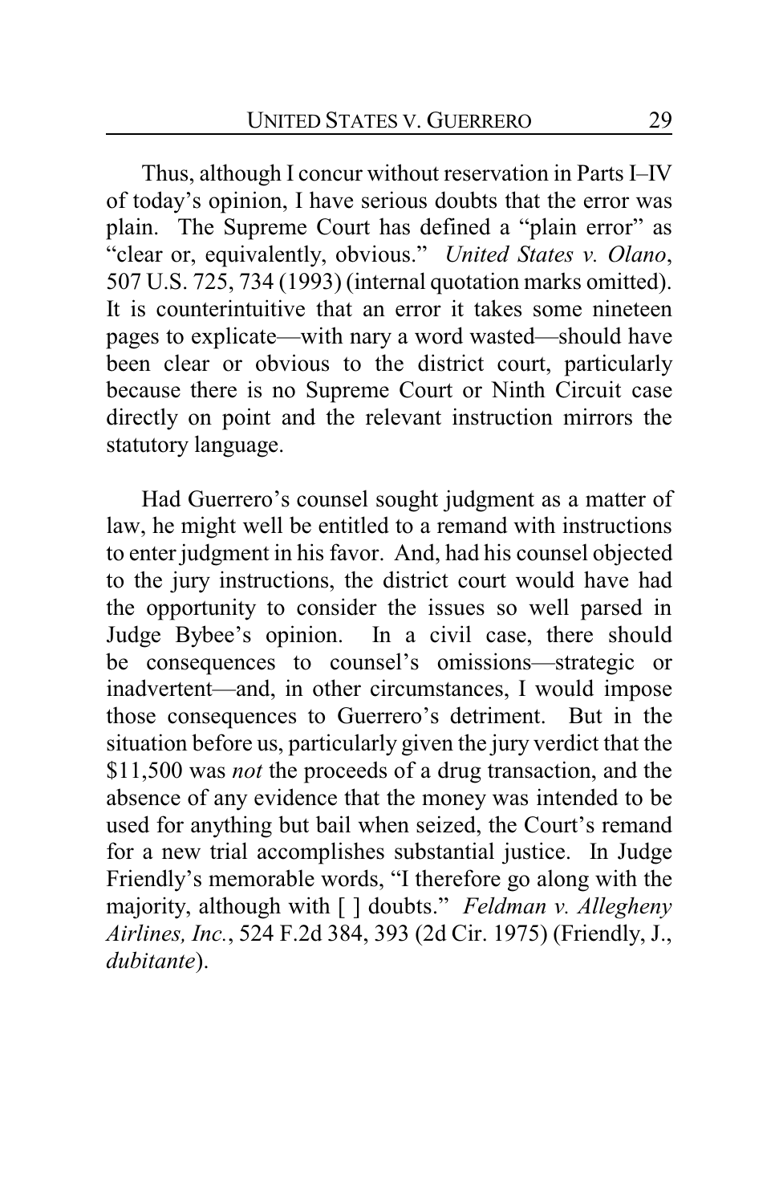Thus, although I concur without reservation in Parts I–IV of today's opinion, I have serious doubts that the error was plain. The Supreme Court has defined a "plain error" as "clear or, equivalently, obvious." *United States v. Olano*, 507 U.S. 725, 734 (1993) (internal quotation marks omitted). It is counterintuitive that an error it takes some nineteen pages to explicate—with nary a word wasted—should have been clear or obvious to the district court, particularly because there is no Supreme Court or Ninth Circuit case directly on point and the relevant instruction mirrors the statutory language.

Had Guerrero's counsel sought judgment as a matter of law, he might well be entitled to a remand with instructions to enter judgment in his favor. And, had his counsel objected to the jury instructions, the district court would have had the opportunity to consider the issues so well parsed in Judge Bybee's opinion. In a civil case, there should be consequences to counsel's omissions—strategic or inadvertent—and, in other circumstances, I would impose those consequences to Guerrero's detriment. But in the situation before us, particularly given the jury verdict that the $11,500 was *not* the proceeds of a drug transaction, and the absence of any evidence that the money was intended to be used for anything but bail when seized, the Court's remand for a new trial accomplishes substantial justice. In Judge Friendly's memorable words, "I therefore go along with the majority, although with [ ] doubts." *Feldman v. Allegheny Airlines, Inc.*, 524 F.2d 384, 393 (2d Cir. 1975) (Friendly, J., *dubitante*).